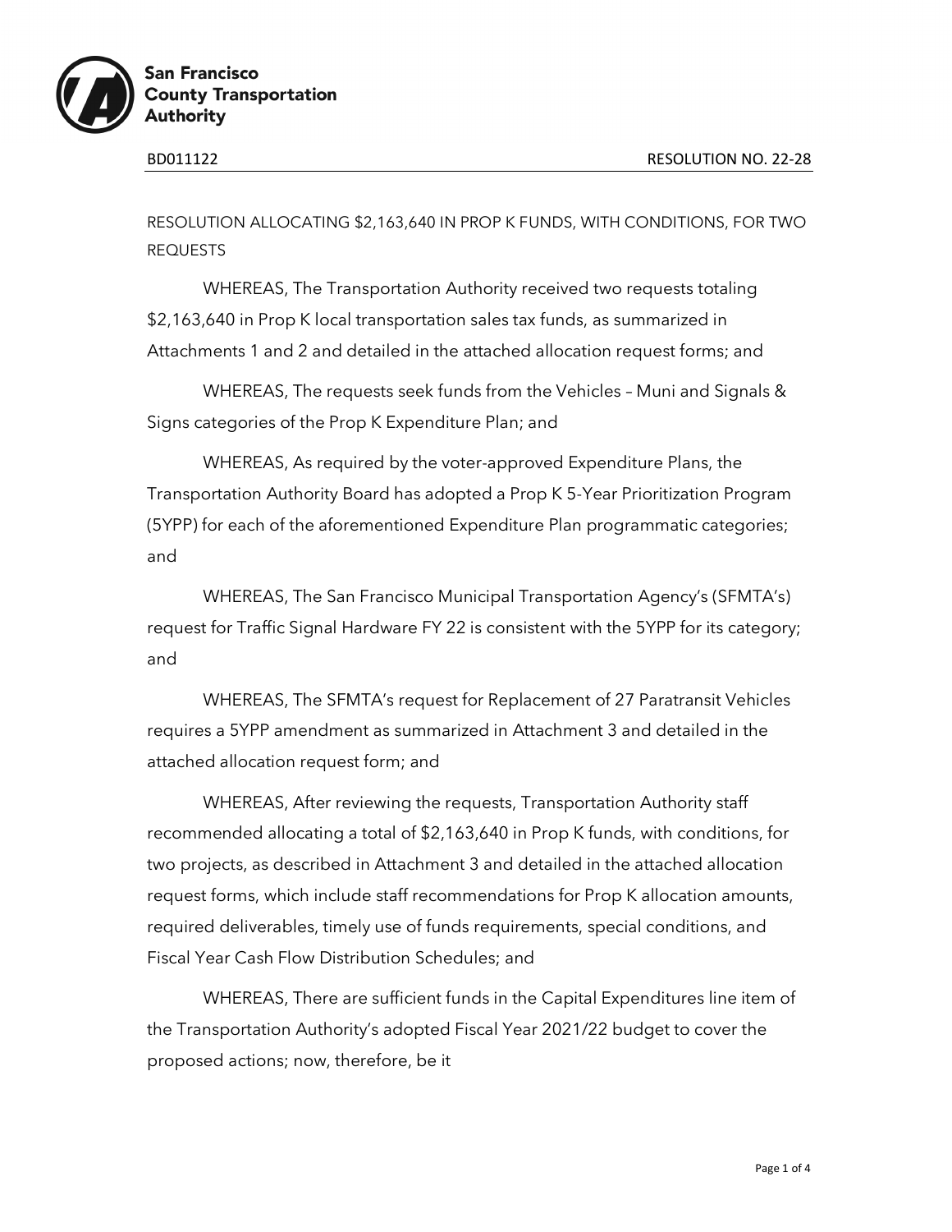San Francisco County Transportation Authority

BD011122 RESOLUTION NO. 22-28

RESOLUTION ALLOCATING $2,163,640 IN PROP K FUNDS, WITH CONDITIONS, FOR TWO REQUESTS

WHEREAS, The Transportation Authority received two requests totaling $2,163,640 in Prop K local transportation sales tax funds, as summarized in Attachments 1 and 2 and detailed in the attached allocation request forms; and

WHEREAS, The requests seek funds from the Vehicles – Muni and Signals & Signs categories of the Prop K Expenditure Plan; and

WHEREAS, As required by the voter-approved Expenditure Plans, the Transportation Authority Board has adopted a Prop K 5-Year Prioritization Program (5YPP) for each of the aforementioned Expenditure Plan programmatic categories; and

WHEREAS, The San Francisco Municipal Transportation Agency's (SFMTA's) request for Traffic Signal Hardware FY 22 is consistent with the 5YPP for its category; and

WHEREAS, The SFMTA's request for Replacement of 27 Paratransit Vehicles requires a 5YPP amendment as summarized in Attachment 3 and detailed in the attached allocation request form; and

WHEREAS, After reviewing the requests, Transportation Authority staff recommended allocating a total of $2,163,640 in Prop K funds, with conditions, for two projects, as described in Attachment 3 and detailed in the attached allocation request forms, which include staff recommendations for Prop K allocation amounts, required deliverables, timely use of funds requirements, special conditions, and Fiscal Year Cash Flow Distribution Schedules; and

WHEREAS, There are sufficient funds in the Capital Expenditures line item of the Transportation Authority's adopted Fiscal Year 2021/22 budget to cover the proposed actions; now, therefore, be it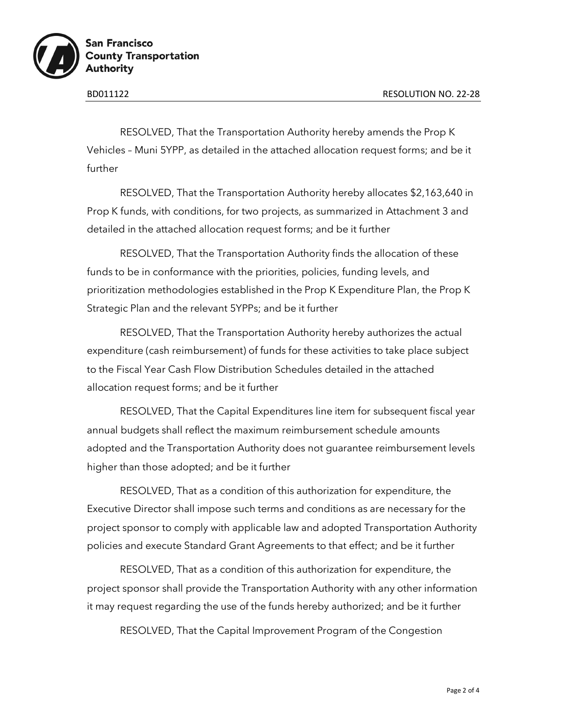RESOLVED, That the Transportation Authority hereby amends the Prop K Vehicles – Muni 5YPP, as detailed in the attached allocation request forms; and be it further

RESOLVED, That the Transportation Authority hereby allocates $2,163,640 in Prop K funds, with conditions, for two projects, as summarized in Attachment 3 and detailed in the attached allocation request forms; and be it further

RESOLVED, That the Transportation Authority finds the allocation of these funds to be in conformance with the priorities, policies, funding levels, and prioritization methodologies established in the Prop K Expenditure Plan, the Prop K Strategic Plan and the relevant 5YPPs; and be it further

RESOLVED, That the Transportation Authority hereby authorizes the actual expenditure (cash reimbursement) of funds for these activities to take place subject to the Fiscal Year Cash Flow Distribution Schedules detailed in the attached allocation request forms; and be it further

RESOLVED, That the Capital Expenditures line item for subsequent fiscal year annual budgets shall reflect the maximum reimbursement schedule amounts adopted and the Transportation Authority does not guarantee reimbursement levels higher than those adopted; and be it further

RESOLVED, That as a condition of this authorization for expenditure, the Executive Director shall impose such terms and conditions as are necessary for the project sponsor to comply with applicable law and adopted Transportation Authority policies and execute Standard Grant Agreements to that effect; and be it further

RESOLVED, That as a condition of this authorization for expenditure, the project sponsor shall provide the Transportation Authority with any other information it may request regarding the use of the funds hereby authorized; and be it further

RESOLVED, That the Capital Improvement Program of the Congestion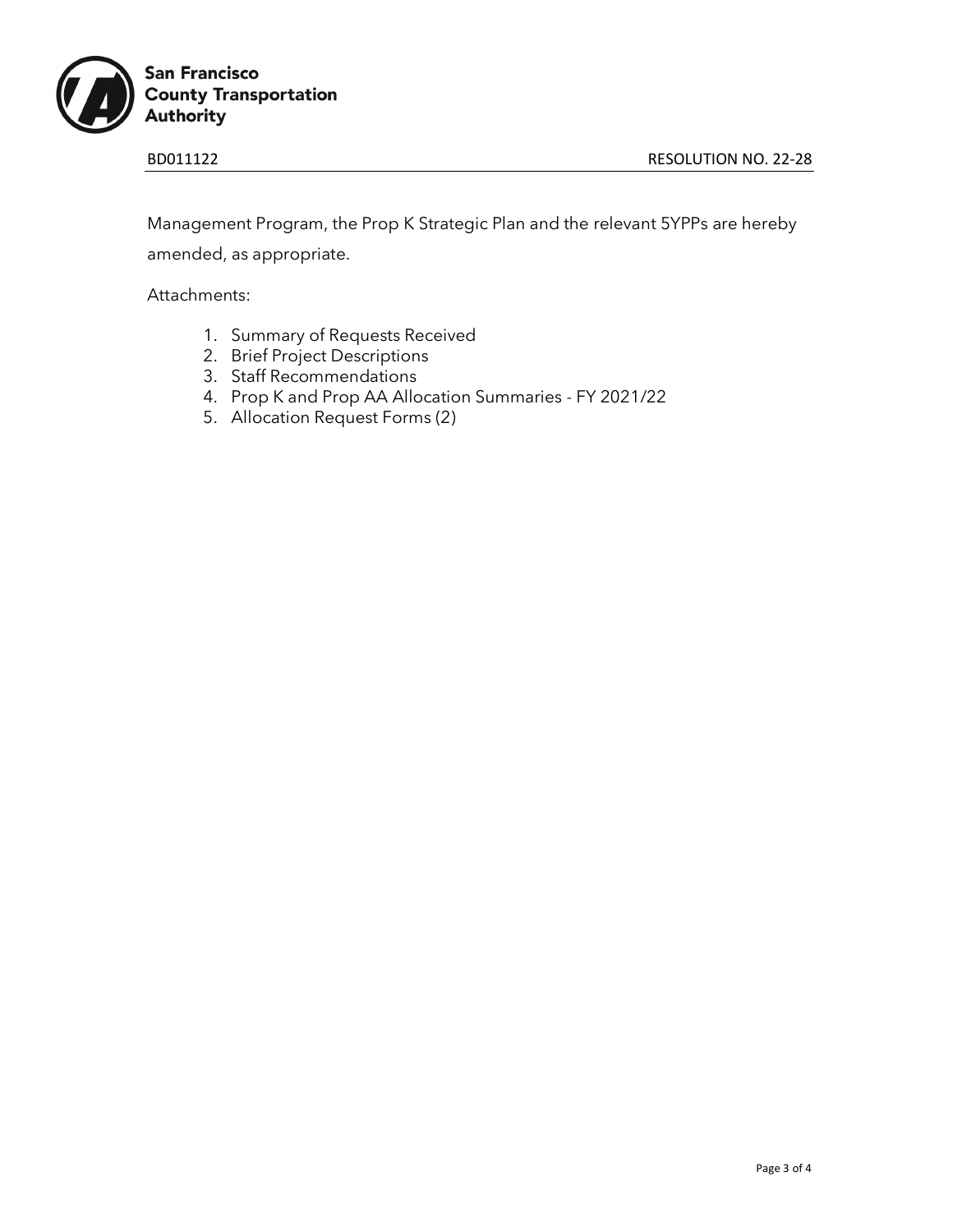Management Program, the Prop K Strategic Plan and the relevant 5YPPs are hereby amended, as appropriate.

Attachments:

1. Summary of Requests Received
2. Brief Project Descriptions
3. Staff Recommendations
4. Prop K and Prop AA Allocation Summaries - FY 2021/22
5. Allocation Request Forms (2)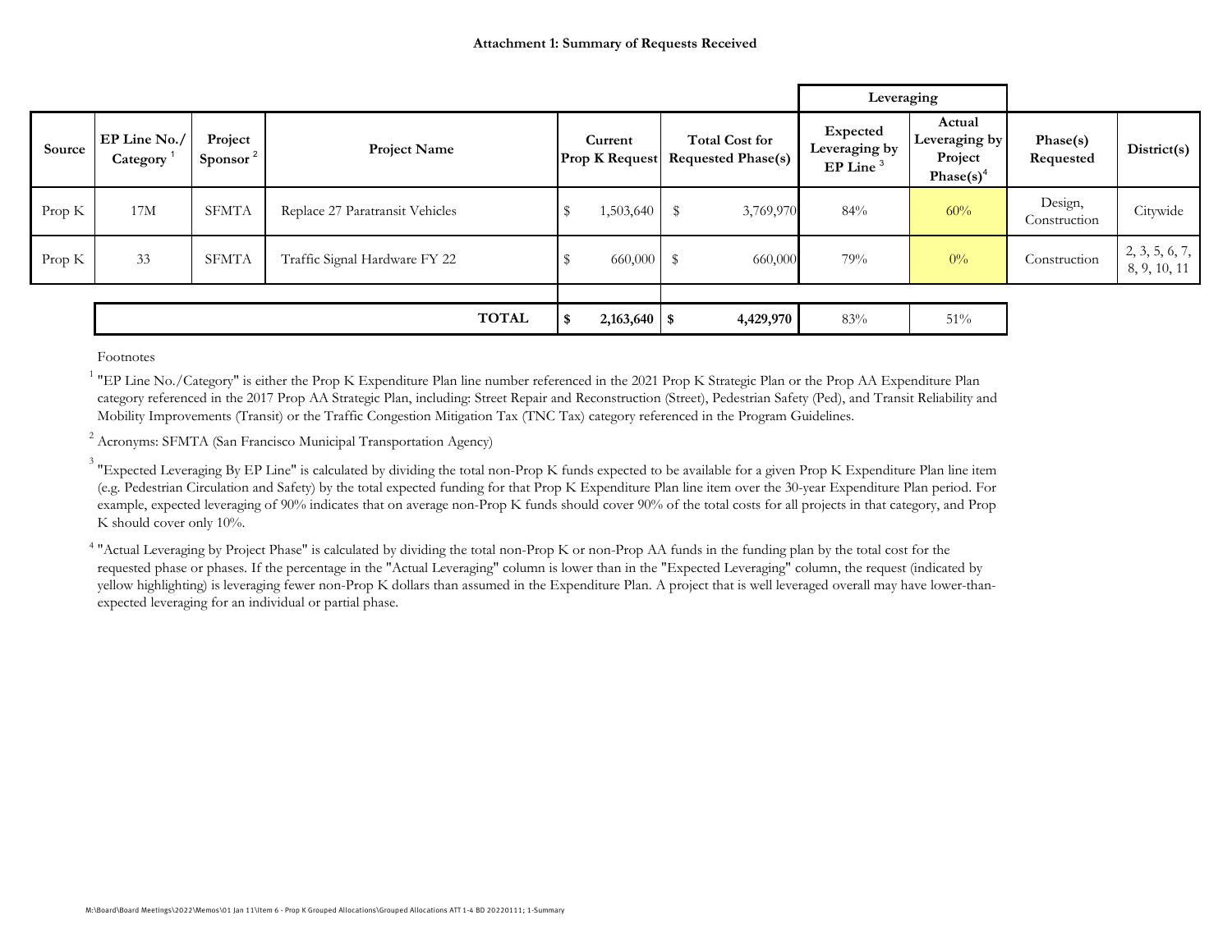**Attachment 1: Summary of Requests Received**

| Source | EP Line No./ Category [1] | Project Sponsor [2] | Project Name | Current Prop K Request | Total Cost for Requested Phase(s) | Leveraging: Expected Leveraging by EP Line [3] | Leveraging: Actual Leveraging by Project Phase(s)[4] | Phase(s) Requested | District(s) |
|---|---|---|---|---|---|---|---|---|---|
| Prop K | 17M | SFMTA | Replace 27 Paratransit Vehicles | $ 1,503,640 | $ 3,769,970 | 84% | 60% | Design, Construction | Citywide |
| Prop K | 33 | SFMTA | Traffic Signal Hardware FY 22 | $ 660,000 | $ 660,000 | 79% | 0% | Construction | 2, 3, 5, 6, 7, 8, 9, 10, 11 |
| | | | **TOTAL** | **$ 2,163,640** | **$ 4,429,970** | 83% | 51% | | |

Footnotes

[1] "EP Line No./Category" is either the Prop K Expenditure Plan line number referenced in the 2021 Prop K Strategic Plan or the Prop AA Expenditure Plan category referenced in the 2017 Prop AA Strategic Plan, including: Street Repair and Reconstruction (Street), Pedestrian Safety (Ped), and Transit Reliability and Mobility Improvements (Transit) or the Traffic Congestion Mitigation Tax (TNC Tax) category referenced in the Program Guidelines.

[2] Acronyms: SFMTA (San Francisco Municipal Transportation Agency)

[3] "Expected Leveraging By EP Line" is calculated by dividing the total non-Prop K funds expected to be available for a given Prop K Expenditure Plan line item (e.g. Pedestrian Circulation and Safety) by the total expected funding for that Prop K Expenditure Plan line item over the 30-year Expenditure Plan period. For example, expected leveraging of 90% indicates that on average non-Prop K funds should cover 90% of the total costs for all projects in that category, and Prop K should cover only 10%.

[4] "Actual Leveraging by Project Phase" is calculated by dividing the total non-Prop K or non-Prop AA funds in the funding plan by the total cost for the requested phase or phases. If the percentage in the "Actual Leveraging" column is lower than in the "Expected Leveraging" column, the request (indicated by yellow highlighting) is leveraging fewer non-Prop K dollars than assumed in the Expenditure Plan. A project that is well leveraged overall may have lower-than-expected leveraging for an individual or partial phase.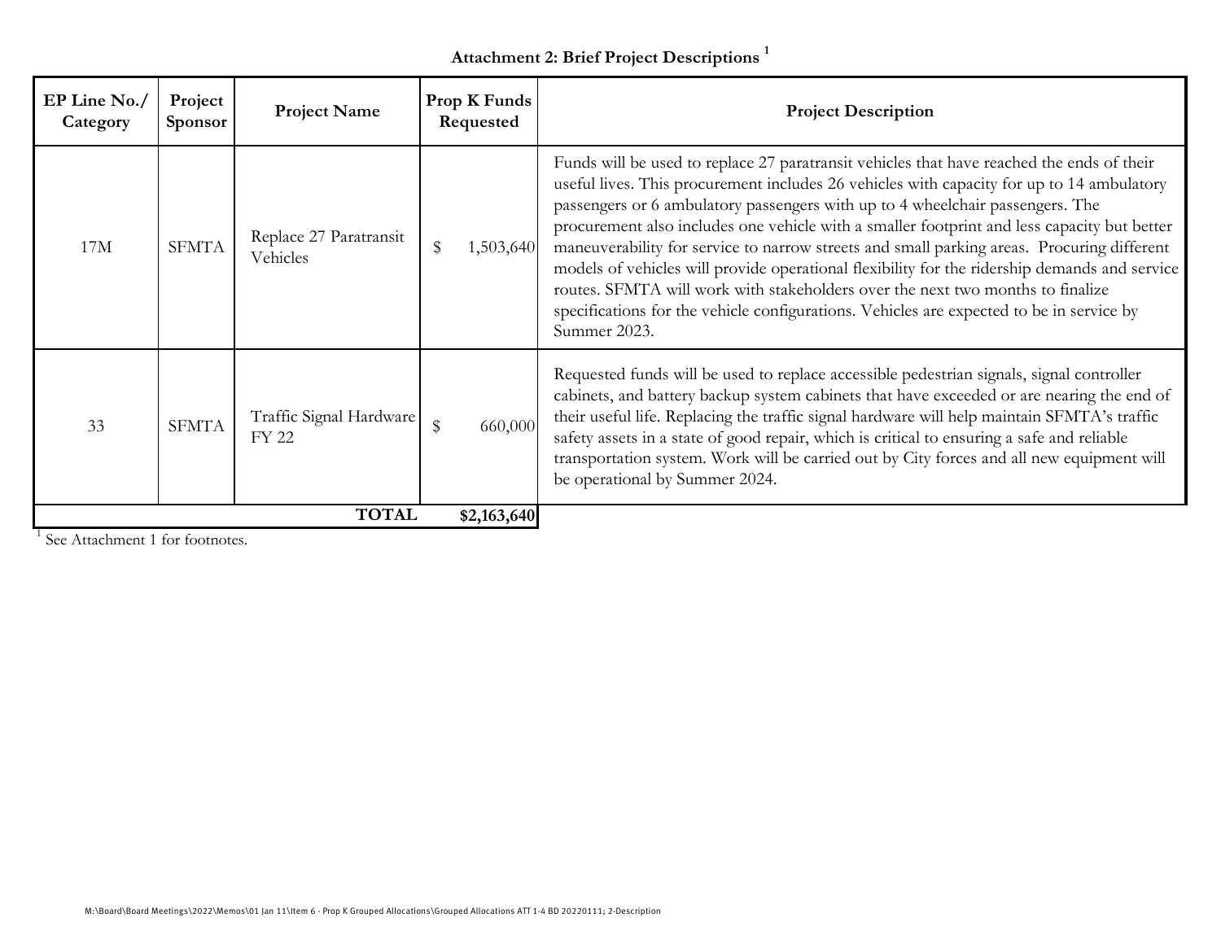# Attachment 2: Brief Project Descriptions [1]

| EP Line No./ Category | Project Sponsor | Project Name | Prop K Funds Requested | Project Description |
|---|---|---|---|---|
| 17M | SFMTA | Replace 27 Paratransit Vehicles | $ 1,503,640 | Funds will be used to replace 27 paratransit vehicles that have reached the ends of their useful lives. This procurement includes 26 vehicles with capacity for up to 14 ambulatory passengers or 6 ambulatory passengers with up to 4 wheelchair passengers. The procurement also includes one vehicle with a smaller footprint and less capacity but better maneuverability for service to narrow streets and small parking areas. Procuring different models of vehicles will provide operational flexibility for the ridership demands and service routes. SFMTA will work with stakeholders over the next two months to finalize specifications for the vehicle configurations. Vehicles are expected to be in service by Summer 2023. |
| 33 | SFMTA | Traffic Signal Hardware FY 22 | $ 660,000 | Requested funds will be used to replace accessible pedestrian signals, signal controller cabinets, and battery backup system cabinets that have exceeded or are nearing the end of their useful life. Replacing the traffic signal hardware will help maintain SFMTA's traffic safety assets in a state of good repair, which is critical to ensuring a safe and reliable transportation system. Work will be carried out by City forces and all new equipment will be operational by Summer 2024. |
| | | **TOTAL** | **$2,163,640** | |

[1] See Attachment 1 for footnotes.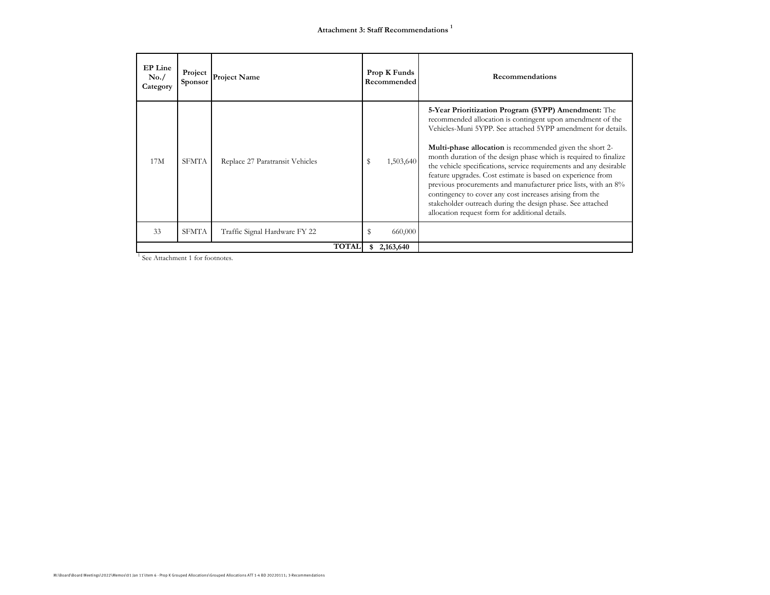# Attachment 3: Staff Recommendations [1]

| EP Line No./ Category | Project Sponsor | Project Name | Prop K Funds Recommended | Recommendations |
|---|---|---|---|---|
| 17M | SFMTA | Replace 27 Paratransit Vehicles | $ 1,503,640 | **5-Year Prioritization Program (5YPP) Amendment:** The recommended allocation is contingent upon amendment of the Vehicles-Muni 5YPP. See attached 5YPP amendment for details. **Multi-phase allocation** is recommended given the short 2-month duration of the design phase which is required to finalize the vehicle specifications, service requirements and any desirable feature upgrades. Cost estimate is based on experience from previous procurements and manufacturer price lists, with an 8% contingency to cover any cost increases arising from the stakeholder outreach during the design phase. See attached allocation request form for additional details. |
| 33 | SFMTA | Traffic Signal Hardware FY 22 | $ 660,000 | |
| | | **TOTAL** | **$ 2,163,640** | |

[1] See Attachment 1 for footnotes.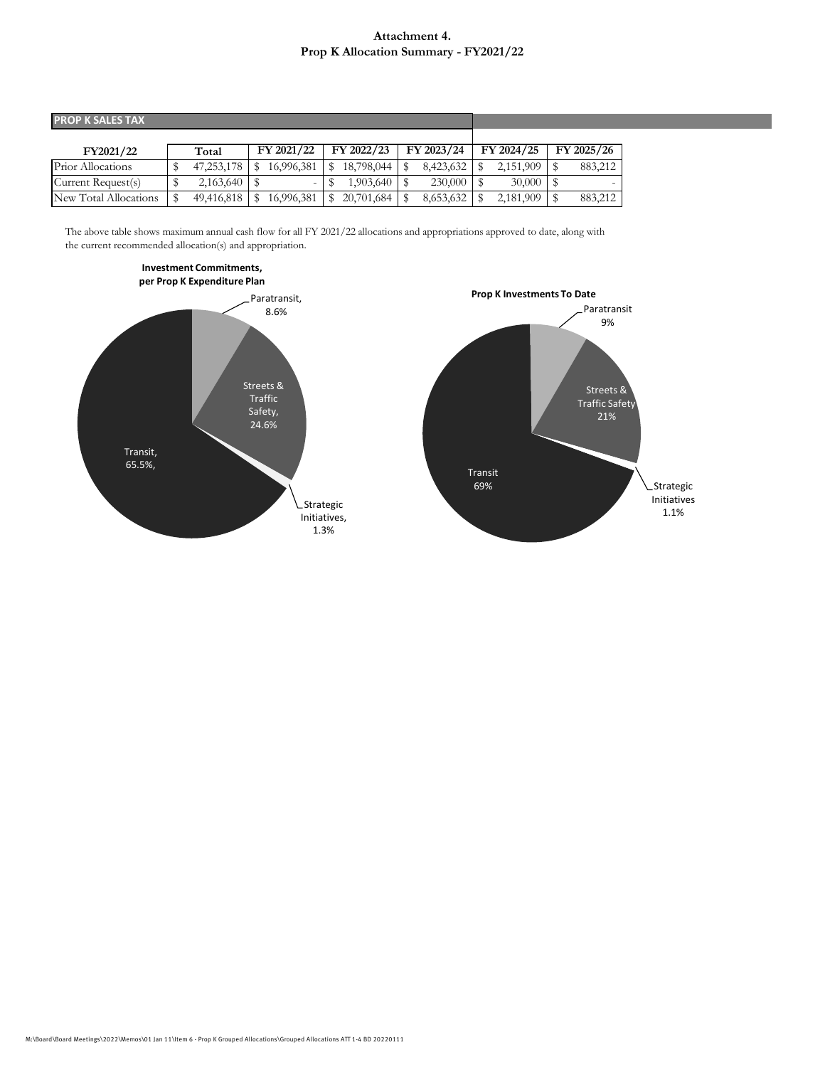# Attachment 4.
# Prop K Allocation Summary - FY2021/22

**PROP K SALES TAX**

| FY2021/22 | Total | FY 2021/22 | FY 2022/23 | FY 2023/24 | FY 2024/25 | FY 2025/26 |
|---|---|---|---|---|---|---|
| Prior Allocations | $ 47,253,178 | $ 16,996,381 | $ 18,798,044 | $ 8,423,632 | $ 2,151,909 | $ 883,212 |
| Current Request(s) | $ 2,163,640 | $ - | $ 1,903,640 | $ 230,000 | $ 30,000 | $ - |
| New Total Allocations | $ 49,416,818 | $ 16,996,381 | $ 20,701,684 | $ 8,653,632 | $ 2,181,909 | $ 883,212 |

The above table shows maximum annual cash flow for all FY 2021/22 allocations and appropriations approved to date, along with the current recommended allocation(s) and appropriation.

**Investment Commitments, per Prop K Expenditure Plan**

- Paratransit, 8.6%
- Streets & Traffic Safety, 24.6%
- Strategic Initiatives, 1.3%
- Transit, 65.5%,

**Prop K Investments To Date**

- Paratransit 9%
- Streets & Traffic Safety 21%
- Strategic Initiatives 1.1%
- Transit 69%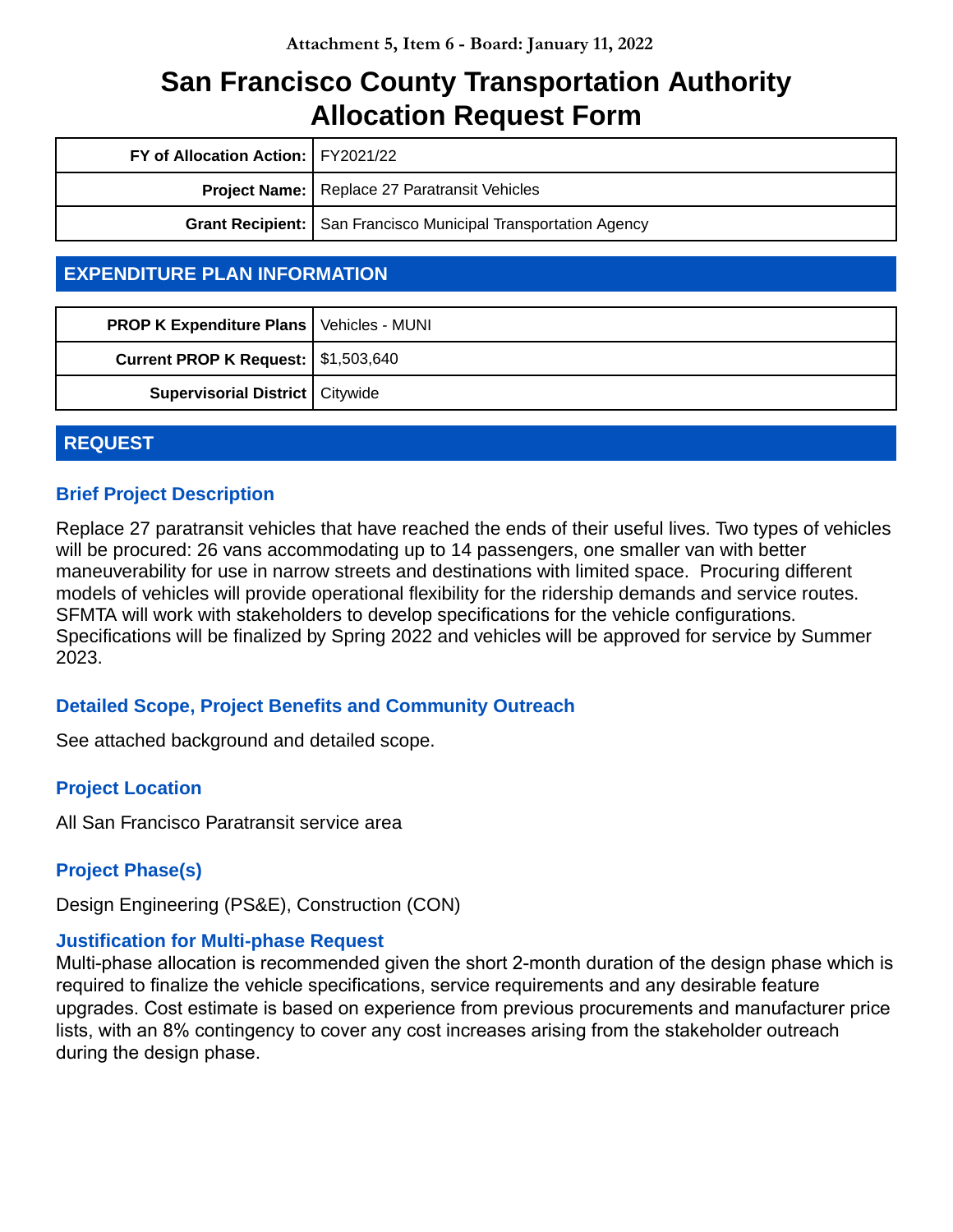Attachment 5, Item 6 - Board: January 11, 2022

# San Francisco County Transportation Authority Allocation Request Form

| | |
|---|---|
| **FY of Allocation Action:** | FY2021/22 |
| **Project Name:** | Replace 27 Paratransit Vehicles |
| **Grant Recipient:** | San Francisco Municipal Transportation Agency |

## EXPENDITURE PLAN INFORMATION

| | |
|---|---|
| **PROP K Expenditure Plans** | Vehicles - MUNI |
| **Current PROP K Request:** | $1,503,640 |
| **Supervisorial District** | Citywide |

## REQUEST

### Brief Project Description

Replace 27 paratransit vehicles that have reached the ends of their useful lives. Two types of vehicles will be procured: 26 vans accommodating up to 14 passengers, one smaller van with better maneuverability for use in narrow streets and destinations with limited space. Procuring different models of vehicles will provide operational flexibility for the ridership demands and service routes. SFMTA will work with stakeholders to develop specifications for the vehicle configurations. Specifications will be finalized by Spring 2022 and vehicles will be approved for service by Summer 2023.

### Detailed Scope, Project Benefits and Community Outreach

See attached background and detailed scope.

### Project Location

All San Francisco Paratransit service area

### Project Phase(s)

Design Engineering (PS&E), Construction (CON)

### Justification for Multi-phase Request

Multi-phase allocation is recommended given the short 2-month duration of the design phase which is required to finalize the vehicle specifications, service requirements and any desirable feature upgrades. Cost estimate is based on experience from previous procurements and manufacturer price lists, with an 8% contingency to cover any cost increases arising from the stakeholder outreach during the design phase.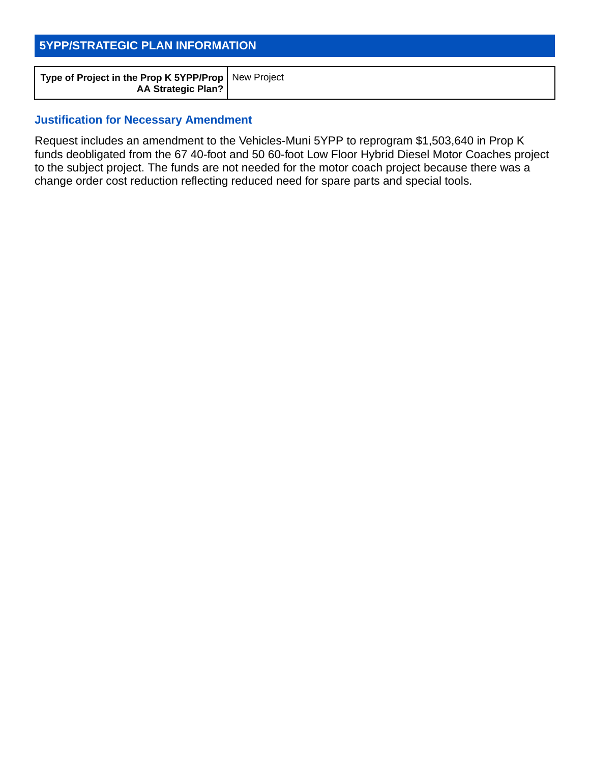## 5YPP/STRATEGIC PLAN INFORMATION

| Type of Project in the Prop K 5YPP/Prop AA Strategic Plan? | New Project |
| --- | --- |

### Justification for Necessary Amendment

Request includes an amendment to the Vehicles-Muni 5YPP to reprogram $1,503,640 in Prop K funds deobligated from the 67 40-foot and 50 60-foot Low Floor Hybrid Diesel Motor Coaches project to the subject project. The funds are not needed for the motor coach project because there was a change order cost reduction reflecting reduced need for spare parts and special tools.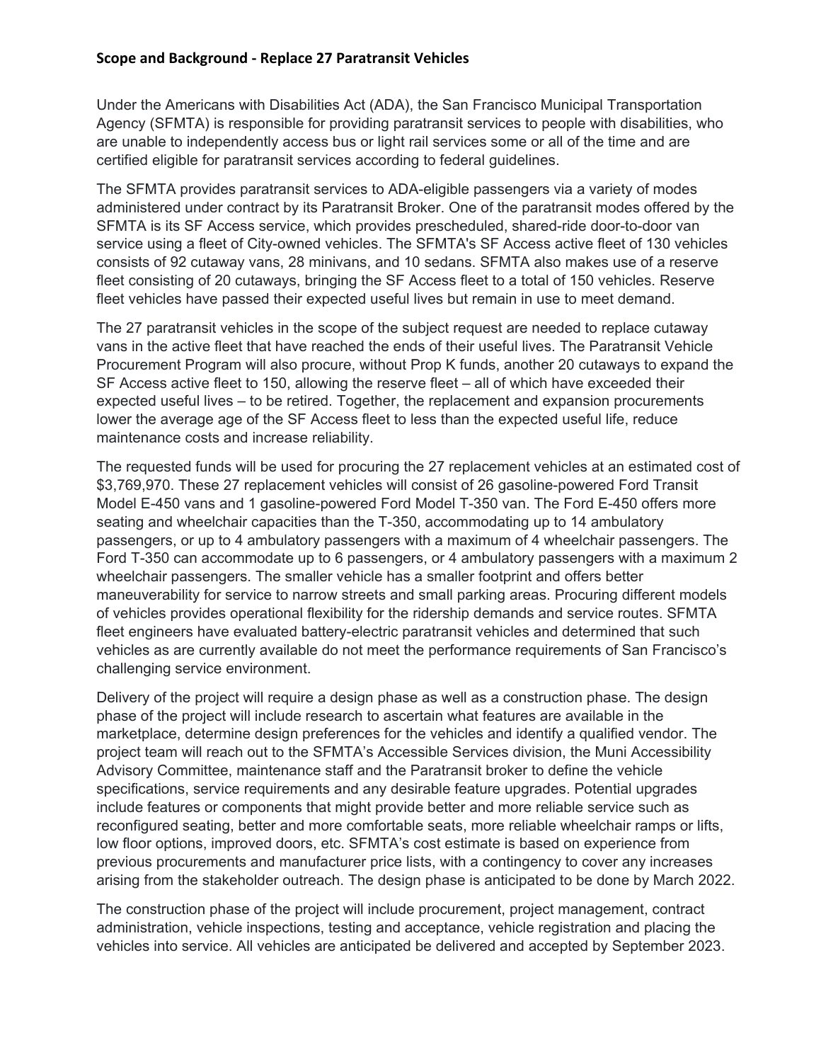**Scope and Background - Replace 27 Paratransit Vehicles**

Under the Americans with Disabilities Act (ADA), the San Francisco Municipal Transportation Agency (SFMTA) is responsible for providing paratransit services to people with disabilities, who are unable to independently access bus or light rail services some or all of the time and are certified eligible for paratransit services according to federal guidelines.

The SFMTA provides paratransit services to ADA-eligible passengers via a variety of modes administered under contract by its Paratransit Broker. One of the paratransit modes offered by the SFMTA is its SF Access service, which provides prescheduled, shared-ride door-to-door van service using a fleet of City-owned vehicles. The SFMTA's SF Access active fleet of 130 vehicles consists of 92 cutaway vans, 28 minivans, and 10 sedans. SFMTA also makes use of a reserve fleet consisting of 20 cutaways, bringing the SF Access fleet to a total of 150 vehicles. Reserve fleet vehicles have passed their expected useful lives but remain in use to meet demand.

The 27 paratransit vehicles in the scope of the subject request are needed to replace cutaway vans in the active fleet that have reached the ends of their useful lives. The Paratransit Vehicle Procurement Program will also procure, without Prop K funds, another 20 cutaways to expand the SF Access active fleet to 150, allowing the reserve fleet – all of which have exceeded their expected useful lives – to be retired. Together, the replacement and expansion procurements lower the average age of the SF Access fleet to less than the expected useful life, reduce maintenance costs and increase reliability.

The requested funds will be used for procuring the 27 replacement vehicles at an estimated cost of $3,769,970. These 27 replacement vehicles will consist of 26 gasoline-powered Ford Transit Model E-450 vans and 1 gasoline-powered Ford Model T-350 van. The Ford E-450 offers more seating and wheelchair capacities than the T-350, accommodating up to 14 ambulatory passengers, or up to 4 ambulatory passengers with a maximum of 4 wheelchair passengers. The Ford T-350 can accommodate up to 6 passengers, or 4 ambulatory passengers with a maximum 2 wheelchair passengers. The smaller vehicle has a smaller footprint and offers better maneuverability for service to narrow streets and small parking areas. Procuring different models of vehicles provides operational flexibility for the ridership demands and service routes. SFMTA fleet engineers have evaluated battery-electric paratransit vehicles and determined that such vehicles as are currently available do not meet the performance requirements of San Francisco's challenging service environment.

Delivery of the project will require a design phase as well as a construction phase. The design phase of the project will include research to ascertain what features are available in the marketplace, determine design preferences for the vehicles and identify a qualified vendor. The project team will reach out to the SFMTA's Accessible Services division, the Muni Accessibility Advisory Committee, maintenance staff and the Paratransit broker to define the vehicle specifications, service requirements and any desirable feature upgrades. Potential upgrades include features or components that might provide better and more reliable service such as reconfigured seating, better and more comfortable seats, more reliable wheelchair ramps or lifts, low floor options, improved doors, etc. SFMTA's cost estimate is based on experience from previous procurements and manufacturer price lists, with a contingency to cover any increases arising from the stakeholder outreach. The design phase is anticipated to be done by March 2022.

The construction phase of the project will include procurement, project management, contract administration, vehicle inspections, testing and acceptance, vehicle registration and placing the vehicles into service. All vehicles are anticipated be delivered and accepted by September 2023.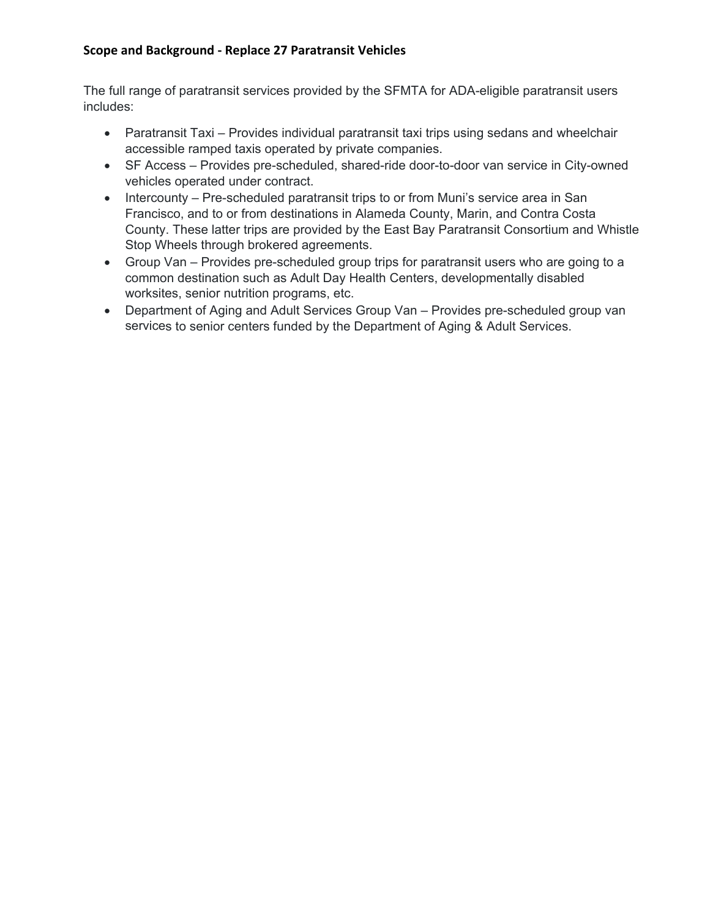**Scope and Background - Replace 27 Paratransit Vehicles**

The full range of paratransit services provided by the SFMTA for ADA-eligible paratransit users includes:

- Paratransit Taxi – Provides individual paratransit taxi trips using sedans and wheelchair accessible ramped taxis operated by private companies.
- SF Access – Provides pre-scheduled, shared-ride door-to-door van service in City-owned vehicles operated under contract.
- Intercounty – Pre-scheduled paratransit trips to or from Muni's service area in San Francisco, and to or from destinations in Alameda County, Marin, and Contra Costa County. These latter trips are provided by the East Bay Paratransit Consortium and Whistle Stop Wheels through brokered agreements.
- Group Van – Provides pre-scheduled group trips for paratransit users who are going to a common destination such as Adult Day Health Centers, developmentally disabled worksites, senior nutrition programs, etc.
- Department of Aging and Adult Services Group Van – Provides pre-scheduled group van services to senior centers funded by the Department of Aging & Adult Services.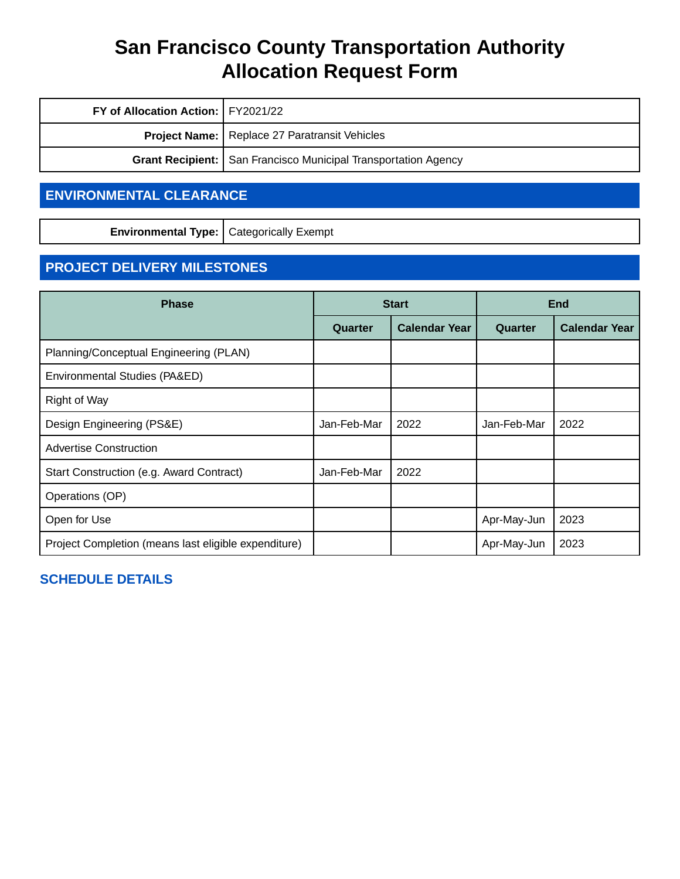# San Francisco County Transportation Authority Allocation Request Form

| | |
|---|---|
| **FY of Allocation Action:** | FY2021/22 |
| **Project Name:** | Replace 27 Paratransit Vehicles |
| **Grant Recipient:** | San Francisco Municipal Transportation Agency |

## ENVIRONMENTAL CLEARANCE

| | |
|---|---|
| **Environmental Type:** | Categorically Exempt |

## PROJECT DELIVERY MILESTONES

| Phase | Start | | End | |
|---|---|---|---|---|
| | Quarter | Calendar Year | Quarter | Calendar Year |
| Planning/Conceptual Engineering (PLAN) | | | | |
| Environmental Studies (PA&ED) | | | | |
| Right of Way | | | | |
| Design Engineering (PS&E) | Jan-Feb-Mar | 2022 | Jan-Feb-Mar | 2022 |
| Advertise Construction | | | | |
| Start Construction (e.g. Award Contract) | Jan-Feb-Mar | 2022 | | |
| Operations (OP) | | | | |
| Open for Use | | | Apr-May-Jun | 2023 |
| Project Completion (means last eligible expenditure) | | | Apr-May-Jun | 2023 |

### SCHEDULE DETAILS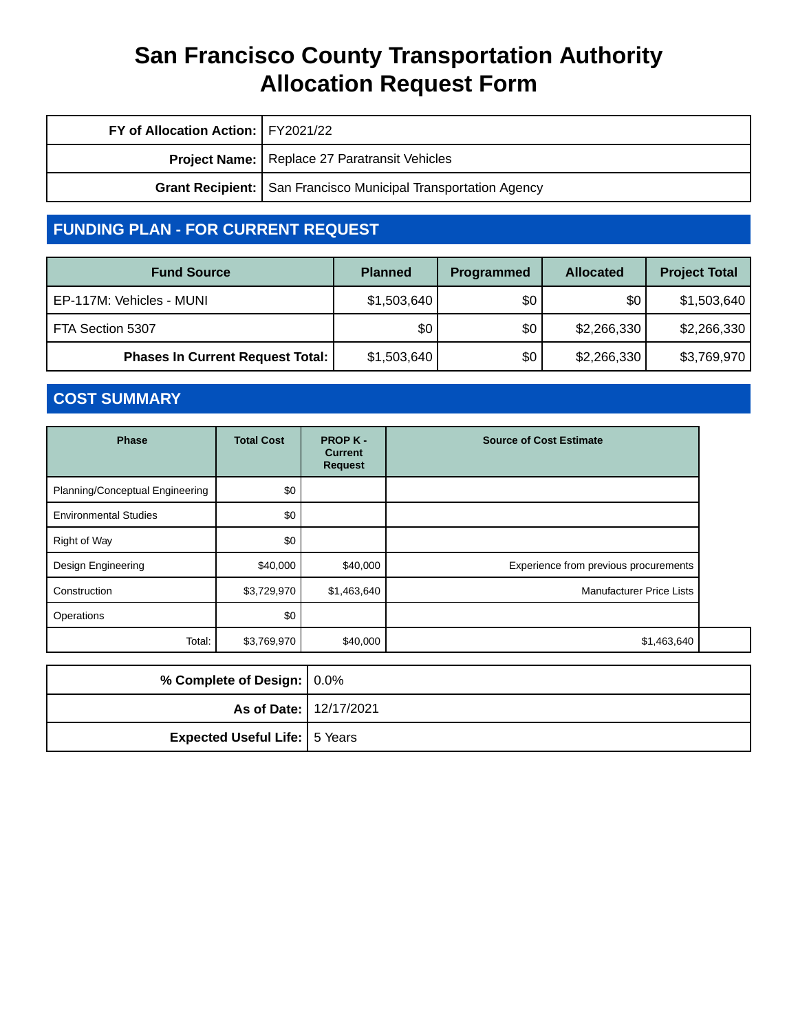# San Francisco County Transportation Authority
# Allocation Request Form

| | |
|---|---|
| **FY of Allocation Action:** | FY2021/22 |
| **Project Name:** | Replace 27 Paratransit Vehicles |
| **Grant Recipient:** | San Francisco Municipal Transportation Agency |

## FUNDING PLAN - FOR CURRENT REQUEST

| Fund Source | Planned | Programmed | Allocated | Project Total |
|---|---|---|---|---|
| EP-117M: Vehicles - MUNI | $1,503,640 | $0 | $0 | $1,503,640 |
| FTA Section 5307 | $0 | $0 | $2,266,330 | $2,266,330 |
| **Phases In Current Request Total:** | $1,503,640 | $0 | $2,266,330 | $3,769,970 |

## COST SUMMARY

| Phase | Total Cost | PROP K - Current Request | Source of Cost Estimate | |
|---|---|---|---|---|
| Planning/Conceptual Engineering | $0 | | | |
| Environmental Studies | $0 | | | |
| Right of Way | $0 | | | |
| Design Engineering | $40,000 | $40,000 | Experience from previous procurements | |
| Construction | $3,729,970 | $1,463,640 | Manufacturer Price Lists | |
| Operations | $0 | | | |
| Total: | $3,769,970 | $40,000 | $1,463,640 | |

| | |
|---|---|
| **% Complete of Design:** | 0.0% |
| **As of Date:** | 12/17/2021 |
| **Expected Useful Life:** | 5 Years |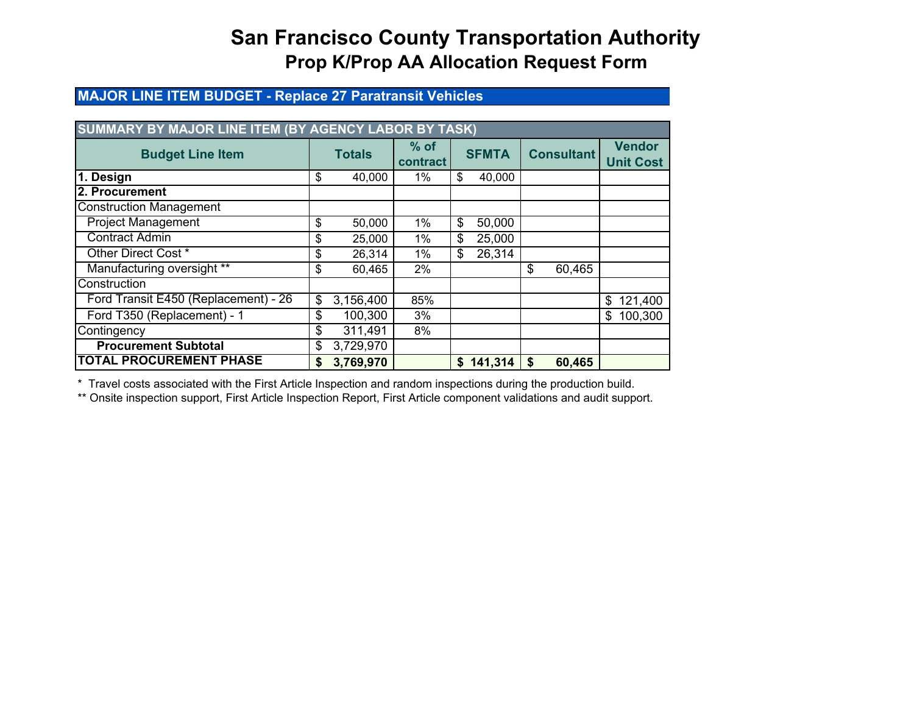# San Francisco County Transportation Authority
## Prop K/Prop AA Allocation Request Form

### MAJOR LINE ITEM BUDGET - Replace 27 Paratransit Vehicles

| SUMMARY BY MAJOR LINE ITEM (BY AGENCY LABOR BY TASK) | | | | | |
|---|---|---|---|---|---|
| **Budget Line Item** | **Totals** | **% of contract** | **SFMTA** | **Consultant** | **Vendor Unit Cost** |
| **1. Design** | $ 40,000 | 1% | $ 40,000 | | |
| **2. Procurement** | | | | | |
| Construction Management | | | | | |
| Project Management | $ 50,000 | 1% | $ 50,000 | | |
| Contract Admin | $ 25,000 | 1% | $ 25,000 | | |
| Other Direct Cost * | $ 26,314 | 1% | $ 26,314 | | |
| Manufacturing oversight ** | $ 60,465 | 2% | | $ 60,465 | |
| Construction | | | | | |
| Ford Transit E450 (Replacement) - 26 | $ 3,156,400 | 85% | | | $ 121,400 |
| Ford T350 (Replacement) - 1 | $ 100,300 | 3% | | | $ 100,300 |
| Contingency | $ 311,491 | 8% | | | |
| **Procurement Subtotal** | $ 3,729,970 | | | | |
| **TOTAL PROCUREMENT PHASE** | **$ 3,769,970** | | **$ 141,314** | **$ 60,465** | |

\* Travel costs associated with the First Article Inspection and random inspections during the production build.

** Onsite inspection support, First Article Inspection Report, First Article component validations and audit support.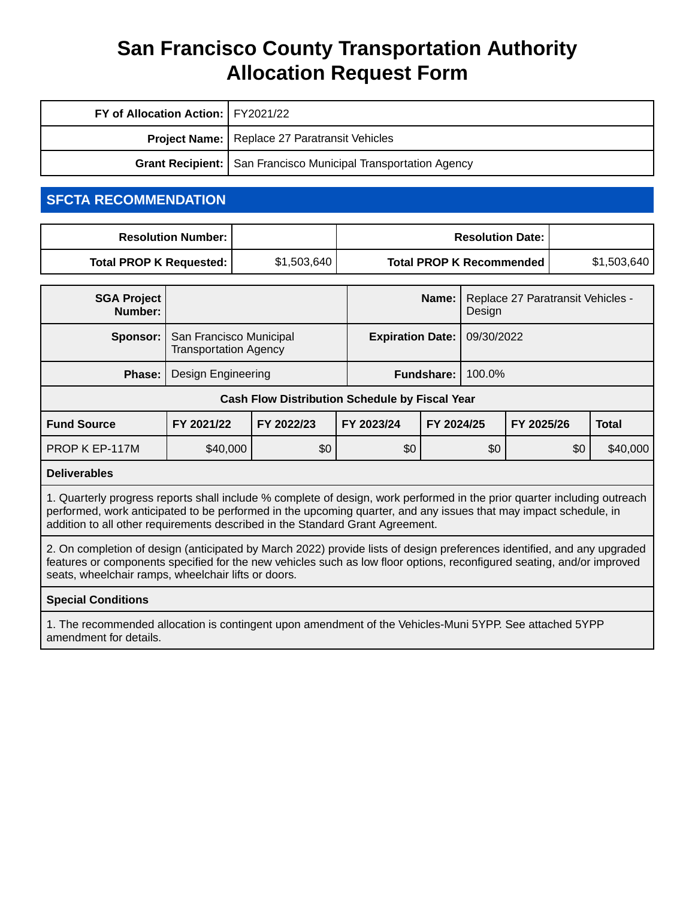# San Francisco County Transportation Authority Allocation Request Form

| | |
|---|---|
| **FY of Allocation Action:** | FY2021/22 |
| **Project Name:** | Replace 27 Paratransit Vehicles |
| **Grant Recipient:** | San Francisco Municipal Transportation Agency |

## SFCTA RECOMMENDATION

| | | | |
|---|---|---|---|
| **Resolution Number:** | | **Resolution Date:** | |
| **Total PROP K Requested:** | $1,503,640 | **Total PROP K Recommended** | $1,503,640 |

| | | | |
|---|---|---|---|
| **SGA Project Number:** | | **Name:** | Replace 27 Paratransit Vehicles - Design |
| **Sponsor:** | San Francisco Municipal Transportation Agency | **Expiration Date:** | 09/30/2022 |
| **Phase:** | Design Engineering | **Fundshare:** | 100.0% |

**Cash Flow Distribution Schedule by Fiscal Year**

| Fund Source | FY 2021/22 | FY 2022/23 | FY 2023/24 | FY 2024/25 | FY 2025/26 | Total |
|---|---|---|---|---|---|---|
| PROP K EP-117M | $40,000 | $0 | $0 | $0 | $0 | $40,000 |

**Deliverables**

1. Quarterly progress reports shall include % complete of design, work performed in the prior quarter including outreach performed, work anticipated to be performed in the upcoming quarter, and any issues that may impact schedule, in addition to all other requirements described in the Standard Grant Agreement.

2. On completion of design (anticipated by March 2022) provide lists of design preferences identified, and any upgraded features or components specified for the new vehicles such as low floor options, reconfigured seating, and/or improved seats, wheelchair ramps, wheelchair lifts or doors.

**Special Conditions**

1. The recommended allocation is contingent upon amendment of the Vehicles-Muni 5YPP. See attached 5YPP amendment for details.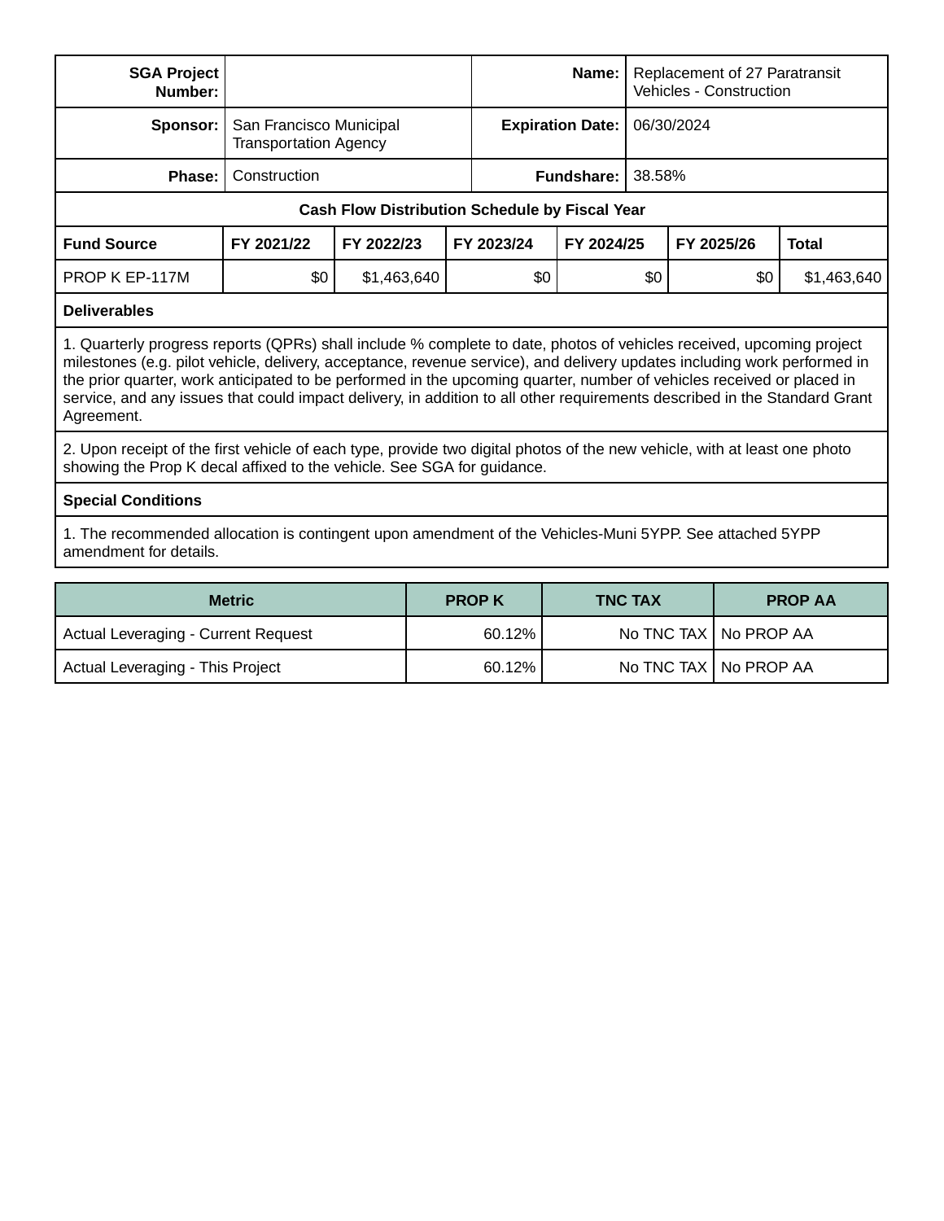| | | | |
|---|---|---|---|
| **SGA Project Number:** | | **Name:** | Replacement of 27 Paratransit Vehicles - Construction |
| **Sponsor:** | San Francisco Municipal Transportation Agency | **Expiration Date:** | 06/30/2024 |
| **Phase:** | Construction | **Fundshare:** | 38.58% |

**Cash Flow Distribution Schedule by Fiscal Year**

| Fund Source | FY 2021/22 | FY 2022/23 | FY 2023/24 | FY 2024/25 | FY 2025/26 | Total |
|---|---|---|---|---|---|---|
| PROP K EP-117M | $0 | $1,463,640 | $0 | $0 | $0 | $1,463,640 |

**Deliverables**

1. Quarterly progress reports (QPRs) shall include % complete to date, photos of vehicles received, upcoming project milestones (e.g. pilot vehicle, delivery, acceptance, revenue service), and delivery updates including work performed in the prior quarter, work anticipated to be performed in the upcoming quarter, number of vehicles received or placed in service, and any issues that could impact delivery, in addition to all other requirements described in the Standard Grant Agreement.

2. Upon receipt of the first vehicle of each type, provide two digital photos of the new vehicle, with at least one photo showing the Prop K decal affixed to the vehicle. See SGA for guidance.

**Special Conditions**

1. The recommended allocation is contingent upon amendment of the Vehicles-Muni 5YPP. See attached 5YPP amendment for details.

| Metric | PROP K | TNC TAX | PROP AA |
|---|---|---|---|
| Actual Leveraging - Current Request | 60.12% | No TNC TAX | No PROP AA |
| Actual Leveraging - This Project | 60.12% | No TNC TAX | No PROP AA |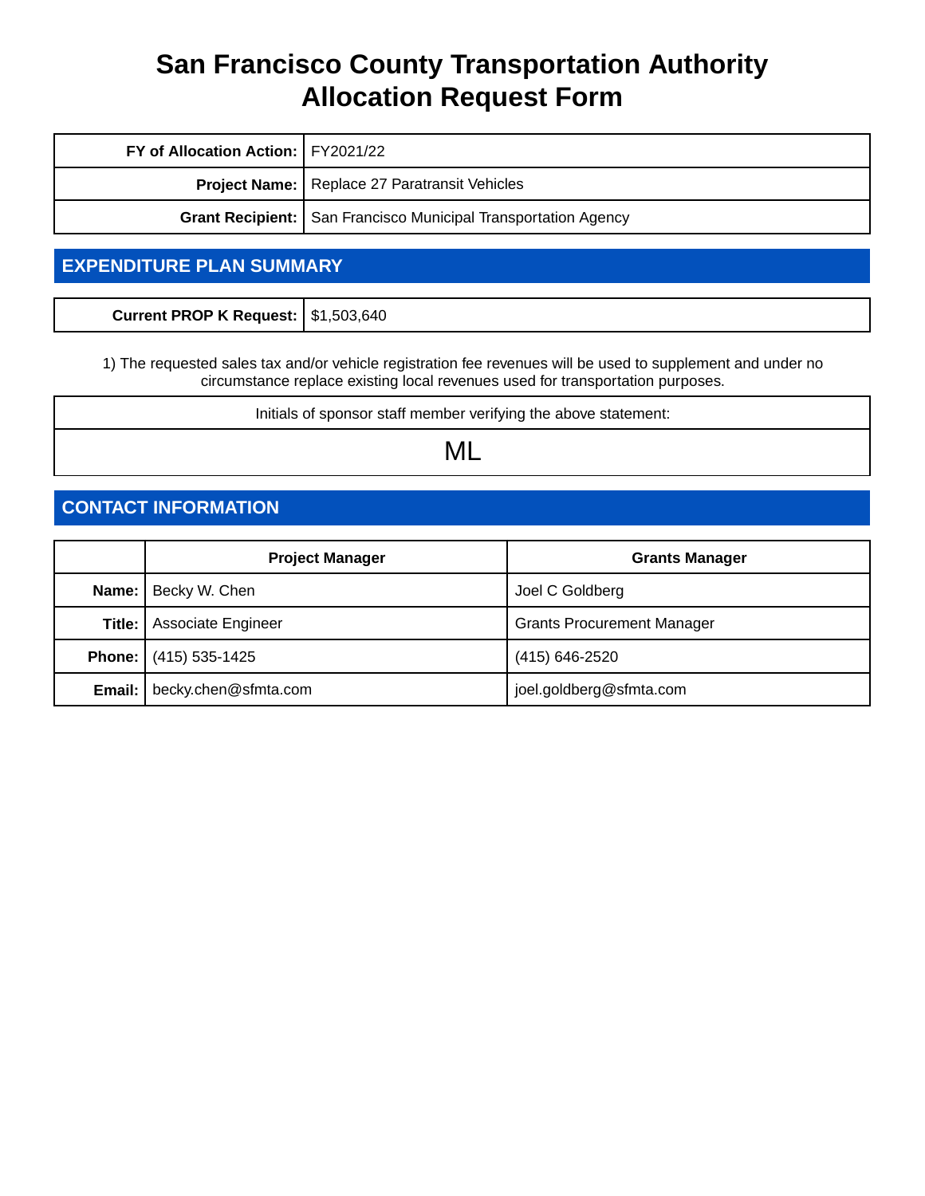# San Francisco County Transportation Authority
# Allocation Request Form

| FY of Allocation Action: | FY2021/22 |
|---|---|
| Project Name: | Replace 27 Paratransit Vehicles |
| Grant Recipient: | San Francisco Municipal Transportation Agency |

## EXPENDITURE PLAN SUMMARY

| Current PROP K Request: | $1,503,640 |
|---|---|

1) The requested sales tax and/or vehicle registration fee revenues will be used to supplement and under no circumstance replace existing local revenues used for transportation purposes.

| Initials of sponsor staff member verifying the above statement: |
|---|
| ML |

## CONTACT INFORMATION

| | Project Manager | Grants Manager |
|---|---|---|
| Name: | Becky W. Chen | Joel C Goldberg |
| Title: | Associate Engineer | Grants Procurement Manager |
| Phone: | (415) 535-1425 | (415) 646-2520 |
| Email: | becky.chen@sfmta.com | joel.goldberg@sfmta.com |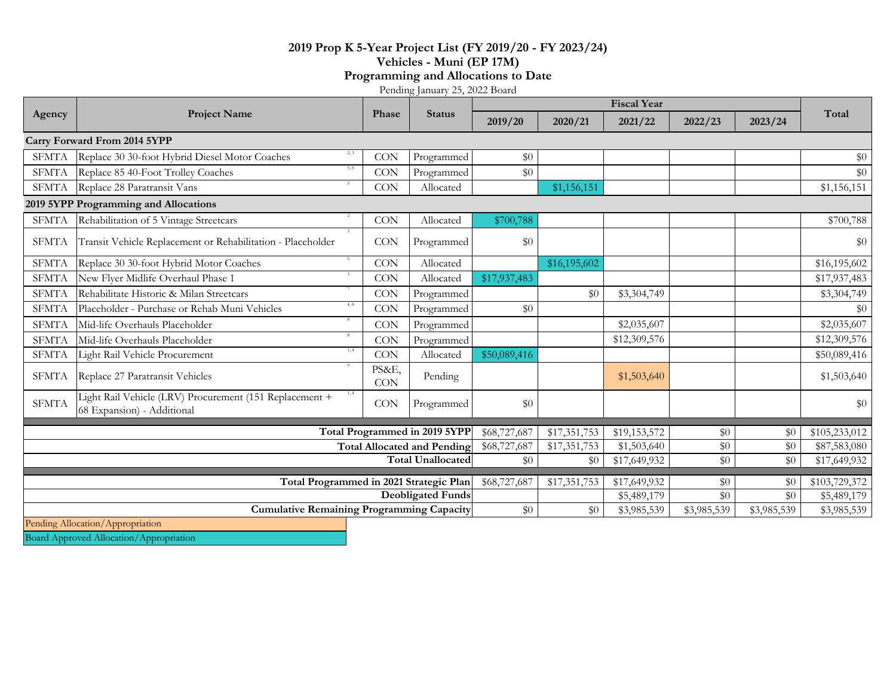# 2019 Prop K 5-Year Project List (FY 2019/20 - FY 2023/24)
## Vehicles - Muni (EP 17M)
## Programming and Allocations to Date

Pending January 25, 2022 Board

| Agency | Project Name | Phase | Status | Fiscal Year | | | | | Total |
|---|---|---|---|---|---|---|---|---|---|
| | | | | 2019/20 | 2020/21 | 2021/22 | 2022/23 | 2023/24 | |
| **Carry Forward From 2014 5YPP** | | | | | | | | | |
| SFMTA | Replace 30 30-foot Hybrid Diesel Motor Coaches [2, 3] | CON | Programmed | $0 | | | | | $0 |
| SFMTA | Replace 85 40-Foot Trolley Coaches [5, 6] | CON | Programmed | $0 | | | | | $0 |
| SFMTA | Replace 28 Paratransit Vans [5] | CON | Allocated | | $1,156,151 | | | | $1,156,151 |
| **2019 5YPP Programming and Allocations** | | | | | | | | | |
| SFMTA | Rehabilitation of 5 Vintage Streetcars [2] | CON | Allocated | $700,788 | | | | | $700,788 |
| SFMTA | Transit Vehicle Replacement or Rehabilitation - Placeholder [3] | CON | Programmed | $0 | | | | | $0 |
| SFMTA | Replace 30 30-foot Hybrid Motor Coaches [6] | CON | Allocated | | $16,195,602 | | | | $16,195,602 |
| SFMTA | New Flyer Midlife Overhaul Phase 1 [3] | CON | Allocated | $17,937,483 | | | | | $17,937,483 |
| SFMTA | Rehabilitate Historic & Milan Streetcars [7] | CON | Programmed | | $0 | $3,304,749 | | | $3,304,749 |
| SFMTA | Placeholder - Purchase or Rehab Muni Vehicles [4, 8] | CON | Programmed | $0 | | | | | $0 |
| SFMTA | Mid-life Overhauls Placeholder [8] | CON | Programmed | | | $2,035,607 | | | $2,035,607 |
| SFMTA | Mid-life Overhauls Placeholder [8] | CON | Programmed | | | $12,309,576 | | | $12,309,576 |
| SFMTA | Light Rail Vehicle Procurement [1, 4] | CON | Allocated | $50,089,416 | | | | | $50,089,416 |
| SFMTA | Replace 27 Paratransit Vehicles [9] | PS&E, CON | Pending | | | $1,503,640 | | | $1,503,640 |
| SFMTA | Light Rail Vehicle (LRV) Procurement (151 Replacement + 68 Expansion) - Additional [1, 4] | CON | Programmed | $0 | | | | | $0 |
| | **Total Programmed in 2019 5YPP** | | | $68,727,687 | $17,351,753 | $19,153,572 | $0 | $0 | $105,233,012 |
| | **Total Allocated and Pending** | | | $68,727,687 | $17,351,753 | $1,503,640 | $0 | $0 | $87,583,080 |
| | **Total Unallocated** | | | $0 | $0 | $17,649,932 | $0 | $0 | $17,649,932 |
| | **Total Programmed in 2021 Strategic Plan** | | | $68,727,687 | $17,351,753 | $17,649,932 | $0 | $0 | $103,729,372 |
| | **Deobligated Funds** | | | | | $5,489,179 | $0 | $0 | $5,489,179 |
| | **Cumulative Remaining Programming Capacity** | | | $0 | $0 | $3,985,539 | $3,985,539 | $3,985,539 | $3,985,539 |

Pending Allocation/Appropriation

Board Approved Allocation/Appropriation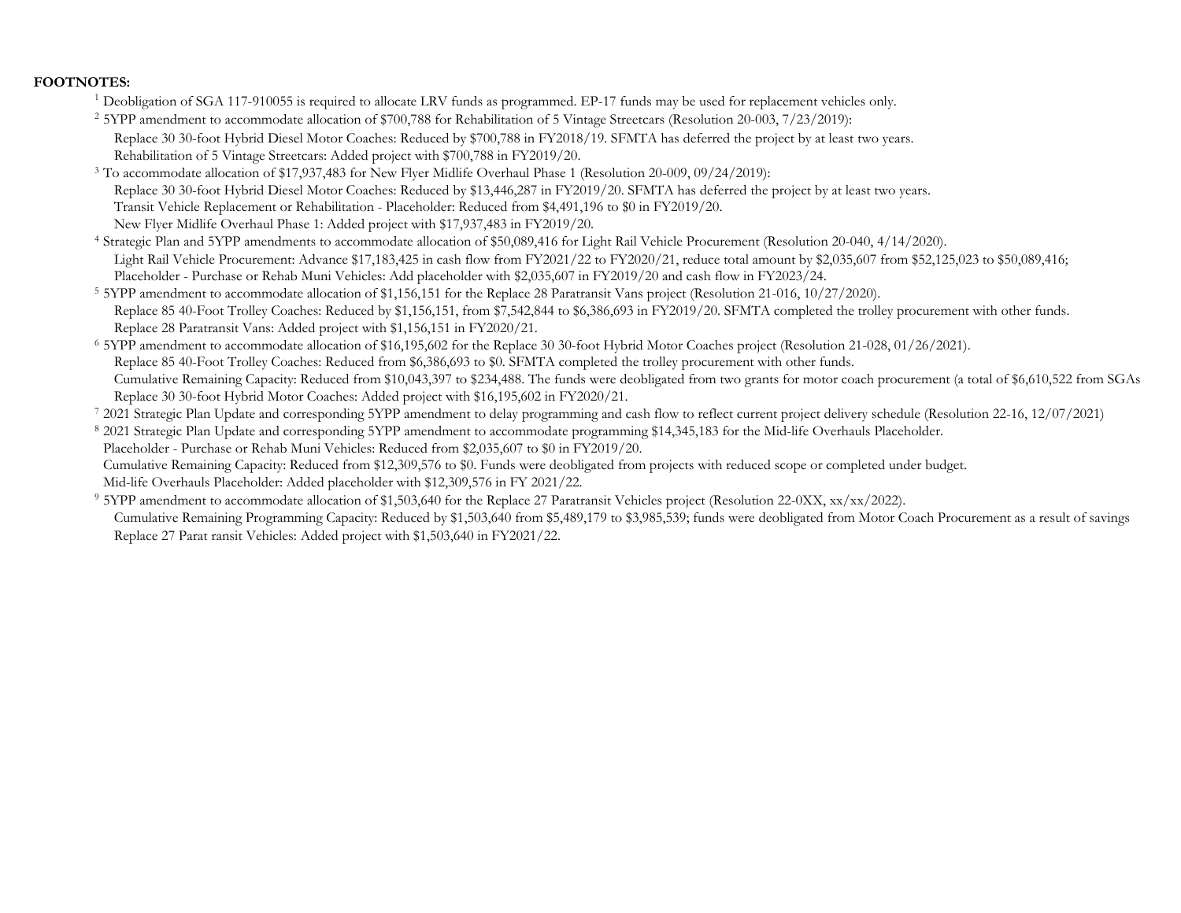**FOOTNOTES:**

[1] Deobligation of SGA 117-910055 is required to allocate LRV funds as programmed. EP-17 funds may be used for replacement vehicles only.

[2] 5YPP amendment to accommodate allocation of $700,788 for Rehabilitation of 5 Vintage Streetcars (Resolution 20-003, 7/23/2019):
  Replace 30 30-foot Hybrid Diesel Motor Coaches: Reduced by $700,788 in FY2018/19. SFMTA has deferred the project by at least two years.
  Rehabilitation of 5 Vintage Streetcars: Added project with $700,788 in FY2019/20.

[3] To accommodate allocation of $17,937,483 for New Flyer Midlife Overhaul Phase 1 (Resolution 20-009, 09/24/2019):
  Replace 30 30-foot Hybrid Diesel Motor Coaches: Reduced by $13,446,287 in FY2019/20. SFMTA has deferred the project by at least two years.
  Transit Vehicle Replacement or Rehabilitation - Placeholder: Reduced from $4,491,196 to $0 in FY2019/20.
  New Flyer Midlife Overhaul Phase 1: Added project with $17,937,483 in FY2019/20.

[4] Strategic Plan and 5YPP amendments to accommodate allocation of $50,089,416 for Light Rail Vehicle Procurement (Resolution 20-040, 4/14/2020).
  Light Rail Vehicle Procurement: Advance $17,183,425 in cash flow from FY2021/22 to FY2020/21, reduce total amount by $2,035,607 from $52,125,023 to $50,089,416;
  Placeholder - Purchase or Rehab Muni Vehicles: Add placeholder with $2,035,607 in FY2019/20 and cash flow in FY2023/24.

[5] 5YPP amendment to accommodate allocation of $1,156,151 for the Replace 28 Paratransit Vans project (Resolution 21-016, 10/27/2020).
  Replace 85 40-Foot Trolley Coaches: Reduced by $1,156,151, from $7,542,844 to $6,386,693 in FY2019/20. SFMTA completed the trolley procurement with other funds.
  Replace 28 Paratransit Vans: Added project with $1,156,151 in FY2020/21.

[6] 5YPP amendment to accommodate allocation of $16,195,602 for the Replace 30 30-foot Hybrid Motor Coaches project (Resolution 21-028, 01/26/2021).
  Replace 85 40-Foot Trolley Coaches: Reduced from $6,386,693 to $0. SFMTA completed the trolley procurement with other funds.
  Cumulative Remaining Capacity: Reduced from $10,043,397 to $234,488. The funds were deobligated from two grants for motor coach procurement (a total of $6,610,522 from SGAs
  Replace 30 30-foot Hybrid Motor Coaches: Added project with $16,195,602 in FY2020/21.

[7] 2021 Strategic Plan Update and corresponding 5YPP amendment to delay programming and cash flow to reflect current project delivery schedule (Resolution 22-16, 12/07/2021)

[8] 2021 Strategic Plan Update and corresponding 5YPP amendment to accommodate programming $14,345,183 for the Mid-life Overhauls Placeholder.
  Placeholder - Purchase or Rehab Muni Vehicles: Reduced from $2,035,607 to $0 in FY2019/20.
  Cumulative Remaining Capacity: Reduced from $12,309,576 to $0. Funds were deobligated from projects with reduced scope or completed under budget.
  Mid-life Overhauls Placeholder: Added placeholder with $12,309,576 in FY 2021/22.

[9] 5YPP amendment to accommodate allocation of $1,503,640 for the Replace 27 Paratransit Vehicles project (Resolution 22-0XX, xx/xx/2022).
  Cumulative Remaining Programming Capacity: Reduced by $1,503,640 from $5,489,179 to $3,985,539; funds were deobligated from Motor Coach Procurement as a result of savings
  Replace 27 Parat ransit Vehicles: Added project with $1,503,640 in FY2021/22.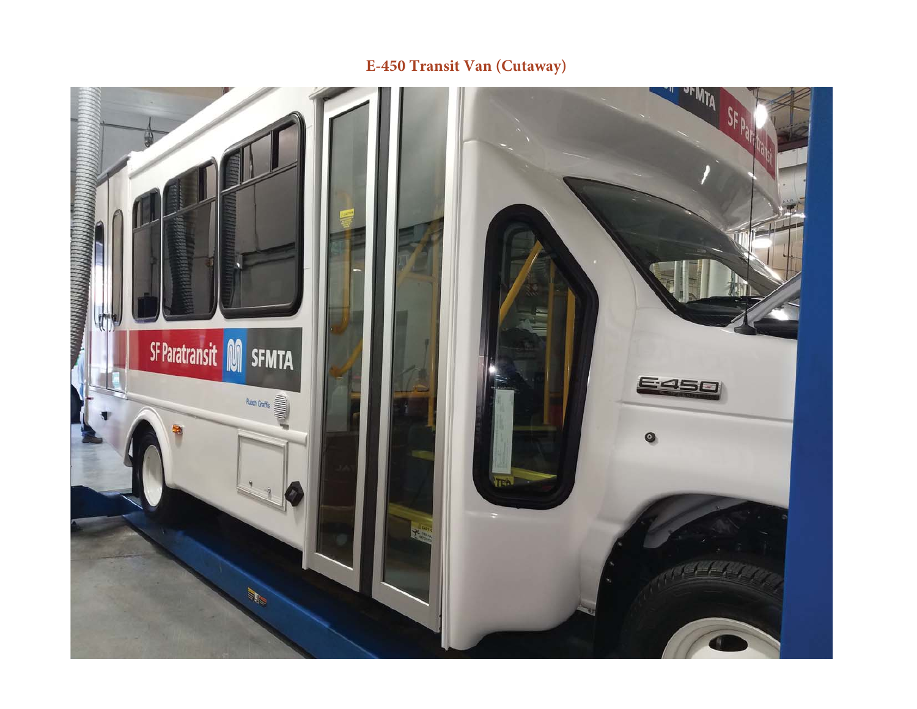## E-450 Transit Van (Cutaway)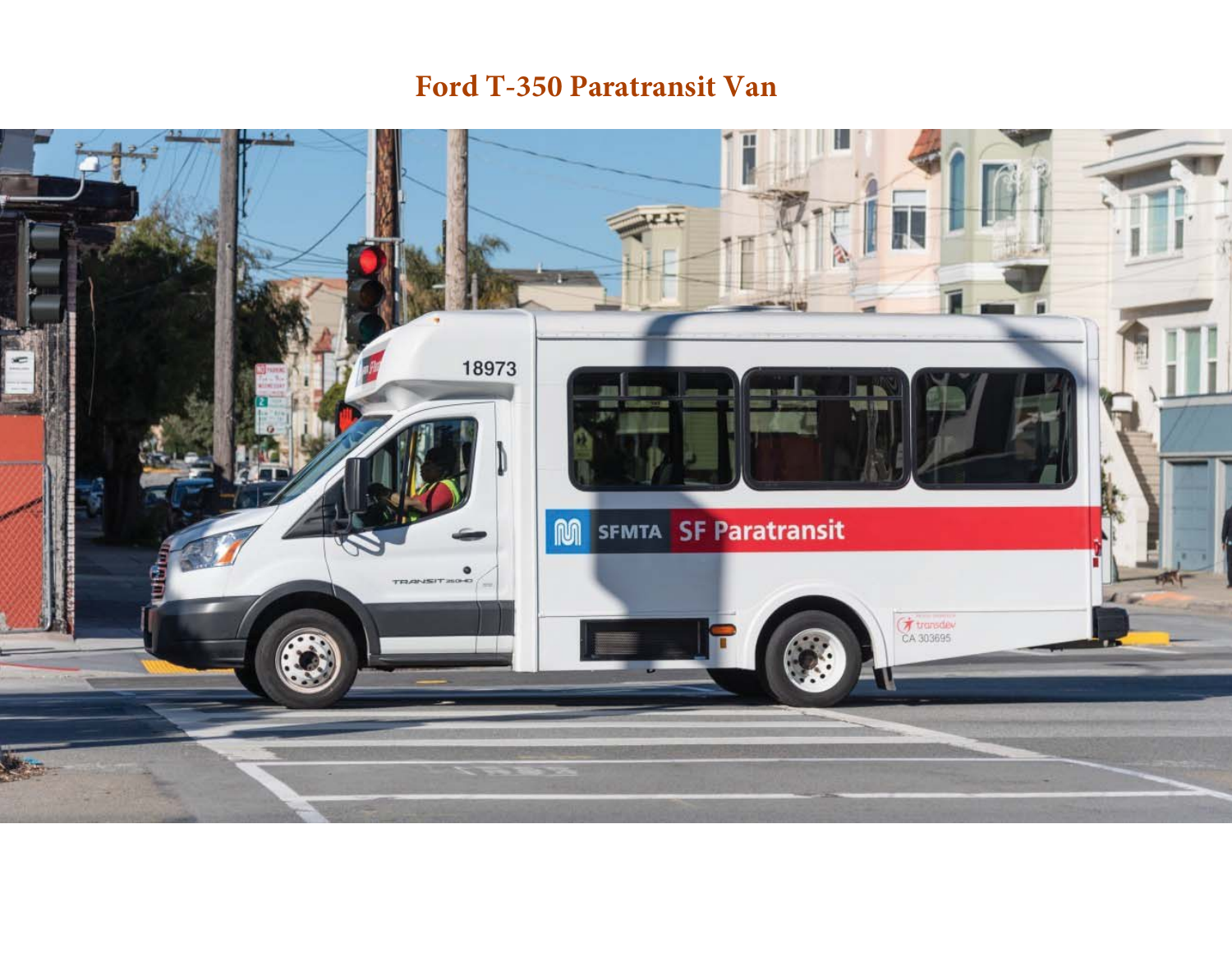## Ford T-350 Paratransit Van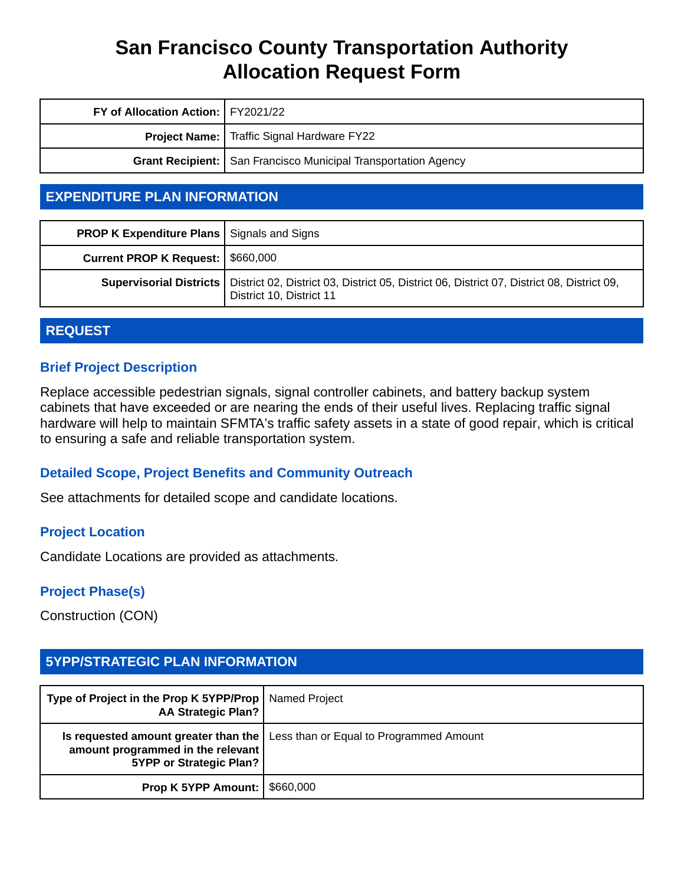# San Francisco County Transportation Authority Allocation Request Form

| | |
|---|---|
| **FY of Allocation Action:** | FY2021/22 |
| **Project Name:** | Traffic Signal Hardware FY22 |
| **Grant Recipient:** | San Francisco Municipal Transportation Agency |

## EXPENDITURE PLAN INFORMATION

| | |
|---|---|
| **PROP K Expenditure Plans** | Signals and Signs |
| **Current PROP K Request:** | $660,000 |
| **Supervisorial Districts** | District 02, District 03, District 05, District 06, District 07, District 08, District 09, District 10, District 11 |

## REQUEST

### Brief Project Description

Replace accessible pedestrian signals, signal controller cabinets, and battery backup system cabinets that have exceeded or are nearing the ends of their useful lives. Replacing traffic signal hardware will help to maintain SFMTA's traffic safety assets in a state of good repair, which is critical to ensuring a safe and reliable transportation system.

### Detailed Scope, Project Benefits and Community Outreach

See attachments for detailed scope and candidate locations.

### Project Location

Candidate Locations are provided as attachments.

### Project Phase(s)

Construction (CON)

## 5YPP/STRATEGIC PLAN INFORMATION

| | |
|---|---|
| **Type of Project in the Prop K 5YPP/Prop AA Strategic Plan?** | Named Project |
| **Is requested amount greater than the amount programmed in the relevant 5YPP or Strategic Plan?** | Less than or Equal to Programmed Amount |
| **Prop K 5YPP Amount:** | $660,000 |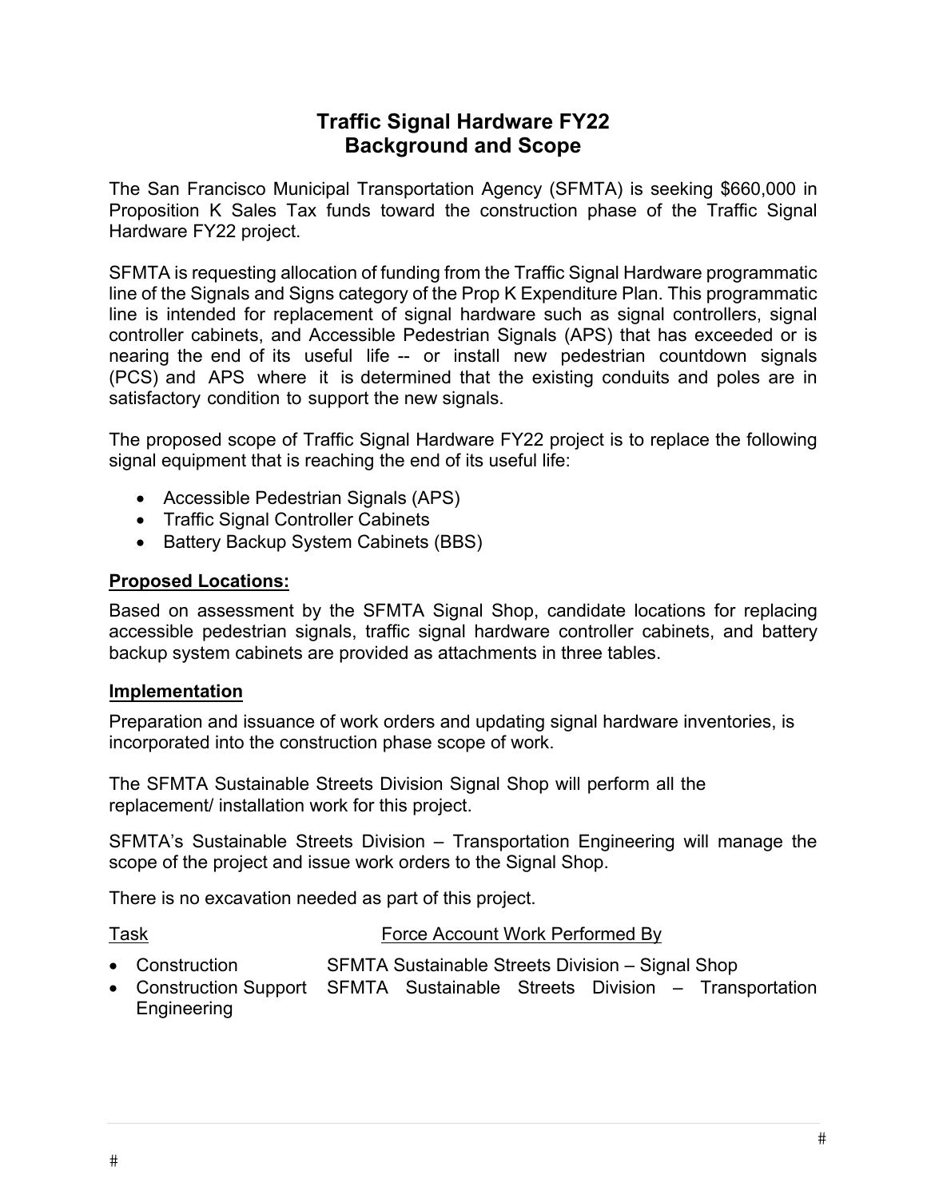# Traffic Signal Hardware FY22
## Background and Scope

The San Francisco Municipal Transportation Agency (SFMTA) is seeking $660,000 in Proposition K Sales Tax funds toward the construction phase of the Traffic Signal Hardware FY22 project.

SFMTA is requesting allocation of funding from the Traffic Signal Hardware programmatic line of the Signals and Signs category of the Prop K Expenditure Plan. This programmatic line is intended for replacement of signal hardware such as signal controllers, signal controller cabinets, and Accessible Pedestrian Signals (APS) that has exceeded or is nearing the end of its useful life -- or install new pedestrian countdown signals (PCS) and APS where it is determined that the existing conduits and poles are in satisfactory condition to support the new signals.

The proposed scope of Traffic Signal Hardware FY22 project is to replace the following signal equipment that is reaching the end of its useful life:

- Accessible Pedestrian Signals (APS)
- Traffic Signal Controller Cabinets
- Battery Backup System Cabinets (BBS)

**<u>Proposed Locations:</u>**

Based on assessment by the SFMTA Signal Shop, candidate locations for replacing accessible pedestrian signals, traffic signal hardware controller cabinets, and battery backup system cabinets are provided as attachments in three tables.

**<u>Implementation</u>**

Preparation and issuance of work orders and updating signal hardware inventories, is incorporated into the construction phase scope of work.

The SFMTA Sustainable Streets Division Signal Shop will perform all the replacement/ installation work for this project.

SFMTA's Sustainable Streets Division – Transportation Engineering will manage the scope of the project and issue work orders to the Signal Shop.

There is no excavation needed as part of this project.

| Task | Force Account Work Performed By |
|---|---|
| Construction | SFMTA Sustainable Streets Division – Signal Shop |
| Construction Support | SFMTA Sustainable Streets Division – Transportation Engineering |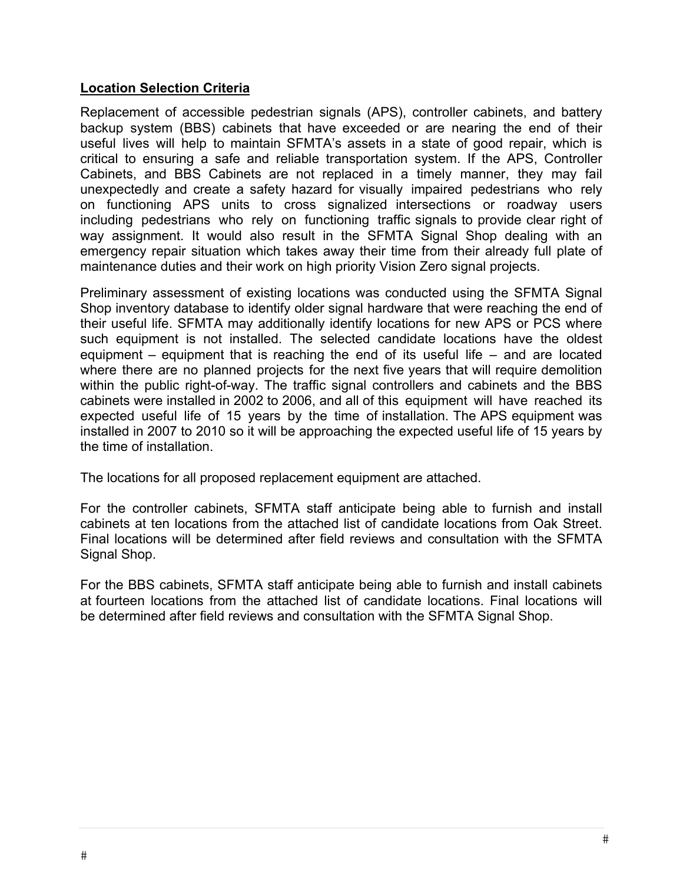## Location Selection Criteria

Replacement of accessible pedestrian signals (APS), controller cabinets, and battery backup system (BBS) cabinets that have exceeded or are nearing the end of their useful lives will help to maintain SFMTA's assets in a state of good repair, which is critical to ensuring a safe and reliable transportation system. If the APS, Controller Cabinets, and BBS Cabinets are not replaced in a timely manner, they may fail unexpectedly and create a safety hazard for visually impaired pedestrians who rely on functioning APS units to cross signalized intersections or roadway users including pedestrians who rely on functioning traffic signals to provide clear right of way assignment. It would also result in the SFMTA Signal Shop dealing with an emergency repair situation which takes away their time from their already full plate of maintenance duties and their work on high priority Vision Zero signal projects.

Preliminary assessment of existing locations was conducted using the SFMTA Signal Shop inventory database to identify older signal hardware that were reaching the end of their useful life. SFMTA may additionally identify locations for new APS or PCS where such equipment is not installed. The selected candidate locations have the oldest equipment – equipment that is reaching the end of its useful life – and are located where there are no planned projects for the next five years that will require demolition within the public right-of-way. The traffic signal controllers and cabinets and the BBS cabinets were installed in 2002 to 2006, and all of this equipment will have reached its expected useful life of 15 years by the time of installation. The APS equipment was installed in 2007 to 2010 so it will be approaching the expected useful life of 15 years by the time of installation.

The locations for all proposed replacement equipment are attached.

For the controller cabinets, SFMTA staff anticipate being able to furnish and install cabinets at ten locations from the attached list of candidate locations from Oak Street. Final locations will be determined after field reviews and consultation with the SFMTA Signal Shop.

For the BBS cabinets, SFMTA staff anticipate being able to furnish and install cabinets at fourteen locations from the attached list of candidate locations. Final locations will be determined after field reviews and consultation with the SFMTA Signal Shop.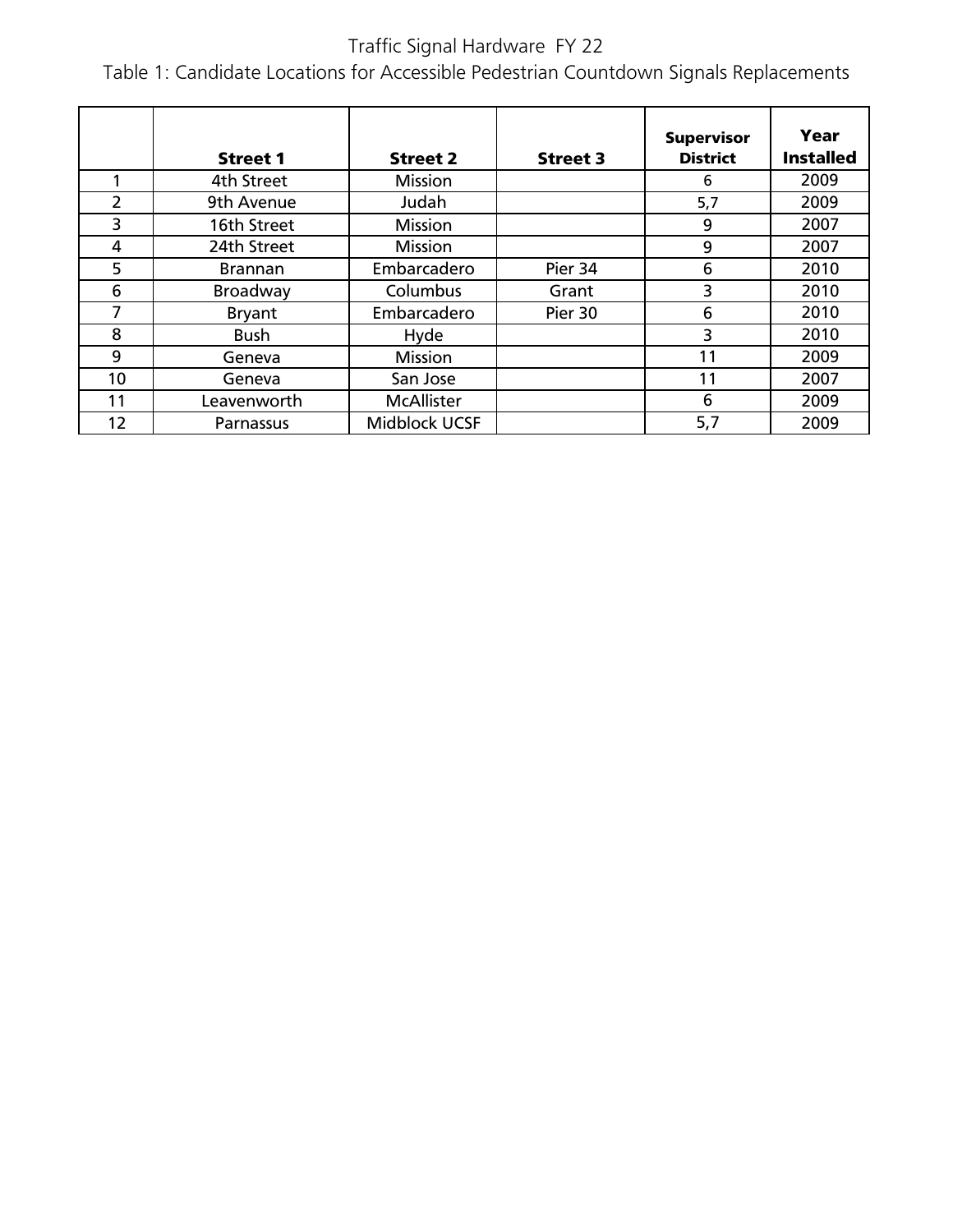Traffic Signal Hardware FY 22

Table 1: Candidate Locations for Accessible Pedestrian Countdown Signals Replacements

| | Street 1 | Street 2 | Street 3 | Supervisor District | Year Installed |
|---|---|---|---|---|---|
| 1 | 4th Street | Mission | | 6 | 2009 |
| 2 | 9th Avenue | Judah | | 5,7 | 2009 |
| 3 | 16th Street | Mission | | 9 | 2007 |
| 4 | 24th Street | Mission | | 9 | 2007 |
| 5 | Brannan | Embarcadero | Pier 34 | 6 | 2010 |
| 6 | Broadway | Columbus | Grant | 3 | 2010 |
| 7 | Bryant | Embarcadero | Pier 30 | 6 | 2010 |
| 8 | Bush | Hyde | | 3 | 2010 |
| 9 | Geneva | Mission | | 11 | 2009 |
| 10 | Geneva | San Jose | | 11 | 2007 |
| 11 | Leavenworth | McAllister | | 6 | 2009 |
| 12 | Parnassus | Midblock UCSF | | 5,7 | 2009 |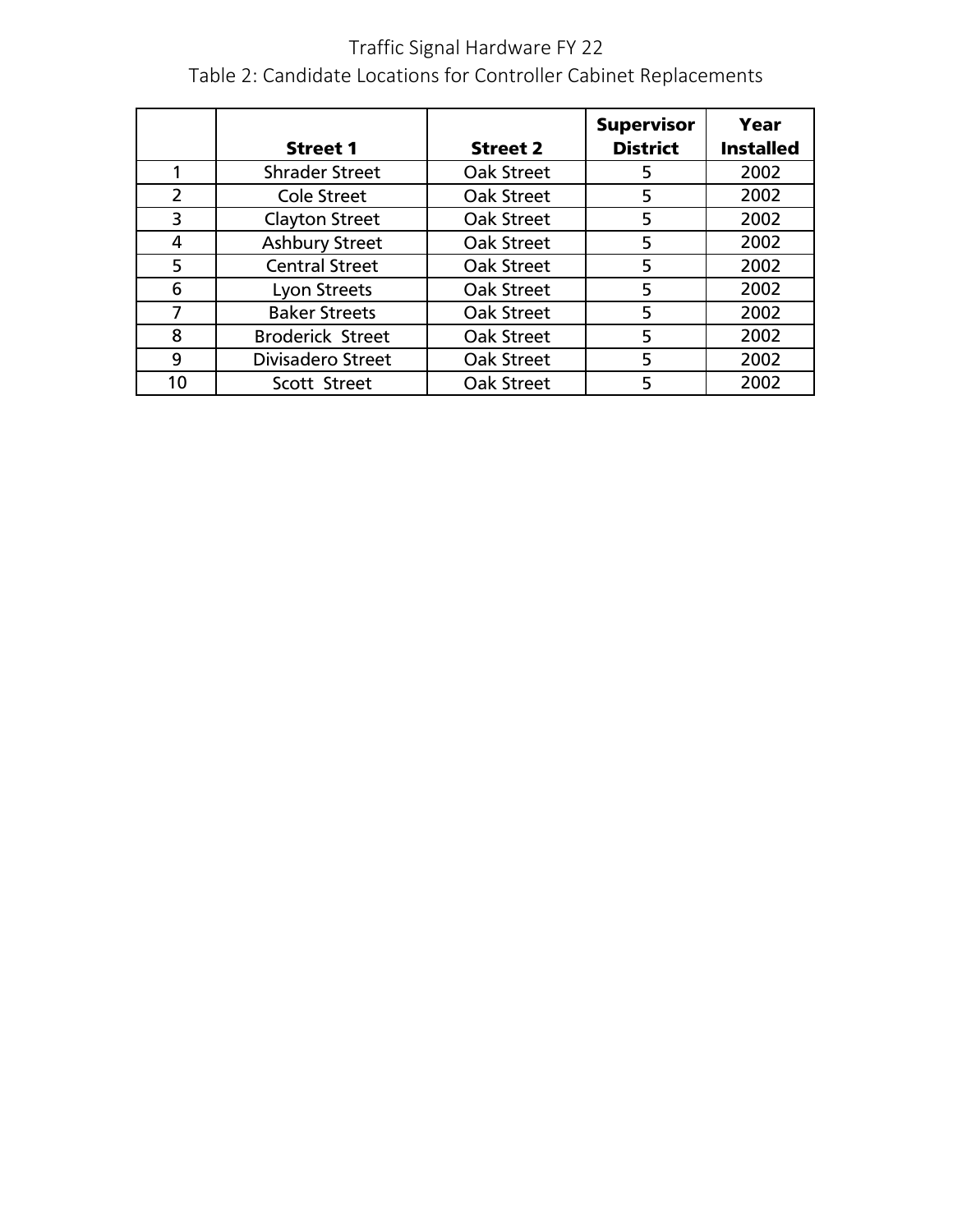Traffic Signal Hardware FY 22

Table 2: Candidate Locations for Controller Cabinet Replacements

| | Street 1 | Street 2 | Supervisor District | Year Installed |
|---|---|---|---|---|
| 1 | Shrader Street | Oak Street | 5 | 2002 |
| 2 | Cole Street | Oak Street | 5 | 2002 |
| 3 | Clayton Street | Oak Street | 5 | 2002 |
| 4 | Ashbury Street | Oak Street | 5 | 2002 |
| 5 | Central Street | Oak Street | 5 | 2002 |
| 6 | Lyon Streets | Oak Street | 5 | 2002 |
| 7 | Baker Streets | Oak Street | 5 | 2002 |
| 8 | Broderick Street | Oak Street | 5 | 2002 |
| 9 | Divisadero Street | Oak Street | 5 | 2002 |
| 10 | Scott Street | Oak Street | 5 | 2002 |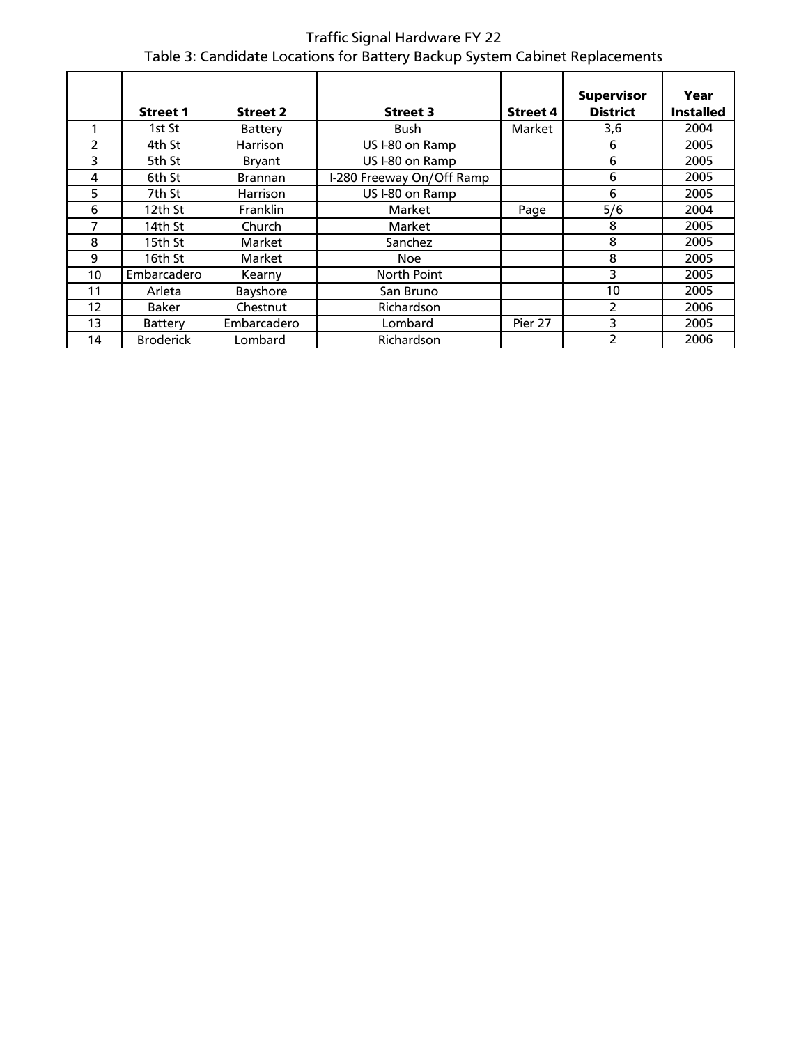Traffic Signal Hardware FY 22

Table 3: Candidate Locations for Battery Backup System Cabinet Replacements

| | Street 1 | Street 2 | Street 3 | Street 4 | Supervisor District | Year Installed |
|---|---|---|---|---|---|---|
| 1 | 1st St | Battery | Bush | Market | 3,6 | 2004 |
| 2 | 4th St | Harrison | US I-80 on Ramp | | 6 | 2005 |
| 3 | 5th St | Bryant | US I-80 on Ramp | | 6 | 2005 |
| 4 | 6th St | Brannan | I-280 Freeway On/Off Ramp | | 6 | 2005 |
| 5 | 7th St | Harrison | US I-80 on Ramp | | 6 | 2005 |
| 6 | 12th St | Franklin | Market | Page | 5/6 | 2004 |
| 7 | 14th St | Church | Market | | 8 | 2005 |
| 8 | 15th St | Market | Sanchez | | 8 | 2005 |
| 9 | 16th St | Market | Noe | | 8 | 2005 |
| 10 | Embarcadero | Kearny | North Point | | 3 | 2005 |
| 11 | Arleta | Bayshore | San Bruno | | 10 | 2005 |
| 12 | Baker | Chestnut | Richardson | | 2 | 2006 |
| 13 | Battery | Embarcadero | Lombard | Pier 27 | 3 | 2005 |
| 14 | Broderick | Lombard | Richardson | | 2 | 2006 |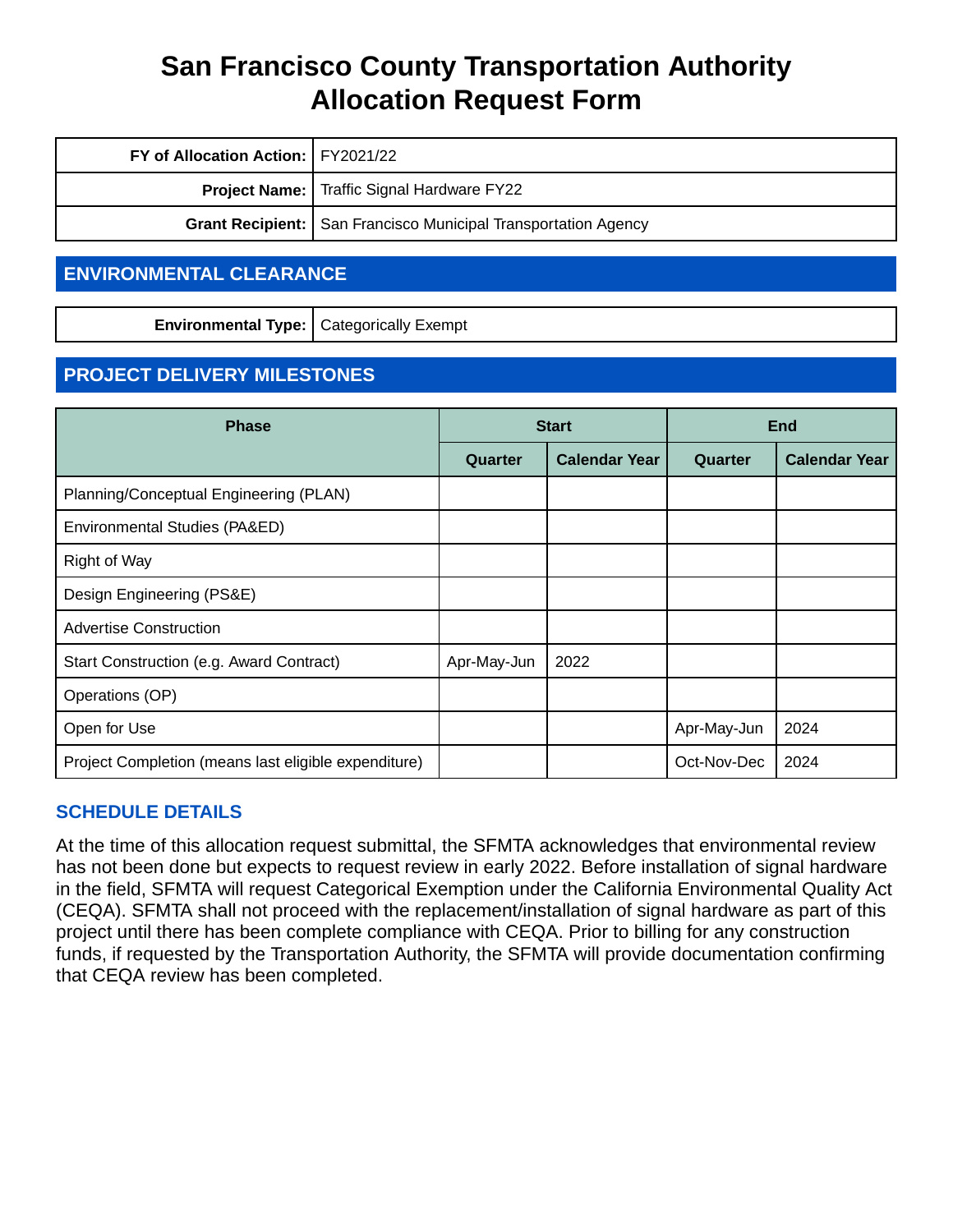# San Francisco County Transportation Authority Allocation Request Form

| | |
|---|---|
| **FY of Allocation Action:** | FY2021/22 |
| **Project Name:** | Traffic Signal Hardware FY22 |
| **Grant Recipient:** | San Francisco Municipal Transportation Agency |

## ENVIRONMENTAL CLEARANCE

| | |
|---|---|
| **Environmental Type:** | Categorically Exempt |

## PROJECT DELIVERY MILESTONES

| Phase | Start | | End | |
|---|---|---|---|---|
| | Quarter | Calendar Year | Quarter | Calendar Year |
| Planning/Conceptual Engineering (PLAN) | | | | |
| Environmental Studies (PA&ED) | | | | |
| Right of Way | | | | |
| Design Engineering (PS&E) | | | | |
| Advertise Construction | | | | |
| Start Construction (e.g. Award Contract) | Apr-May-Jun | 2022 | | |
| Operations (OP) | | | | |
| Open for Use | | | Apr-May-Jun | 2024 |
| Project Completion (means last eligible expenditure) | | | Oct-Nov-Dec | 2024 |

### SCHEDULE DETAILS

At the time of this allocation request submittal, the SFMTA acknowledges that environmental review has not been done but expects to request review in early 2022. Before installation of signal hardware in the field, SFMTA will request Categorical Exemption under the California Environmental Quality Act (CEQA). SFMTA shall not proceed with the replacement/installation of signal hardware as part of this project until there has been complete compliance with CEQA. Prior to billing for any construction funds, if requested by the Transportation Authority, the SFMTA will provide documentation confirming that CEQA review has been completed.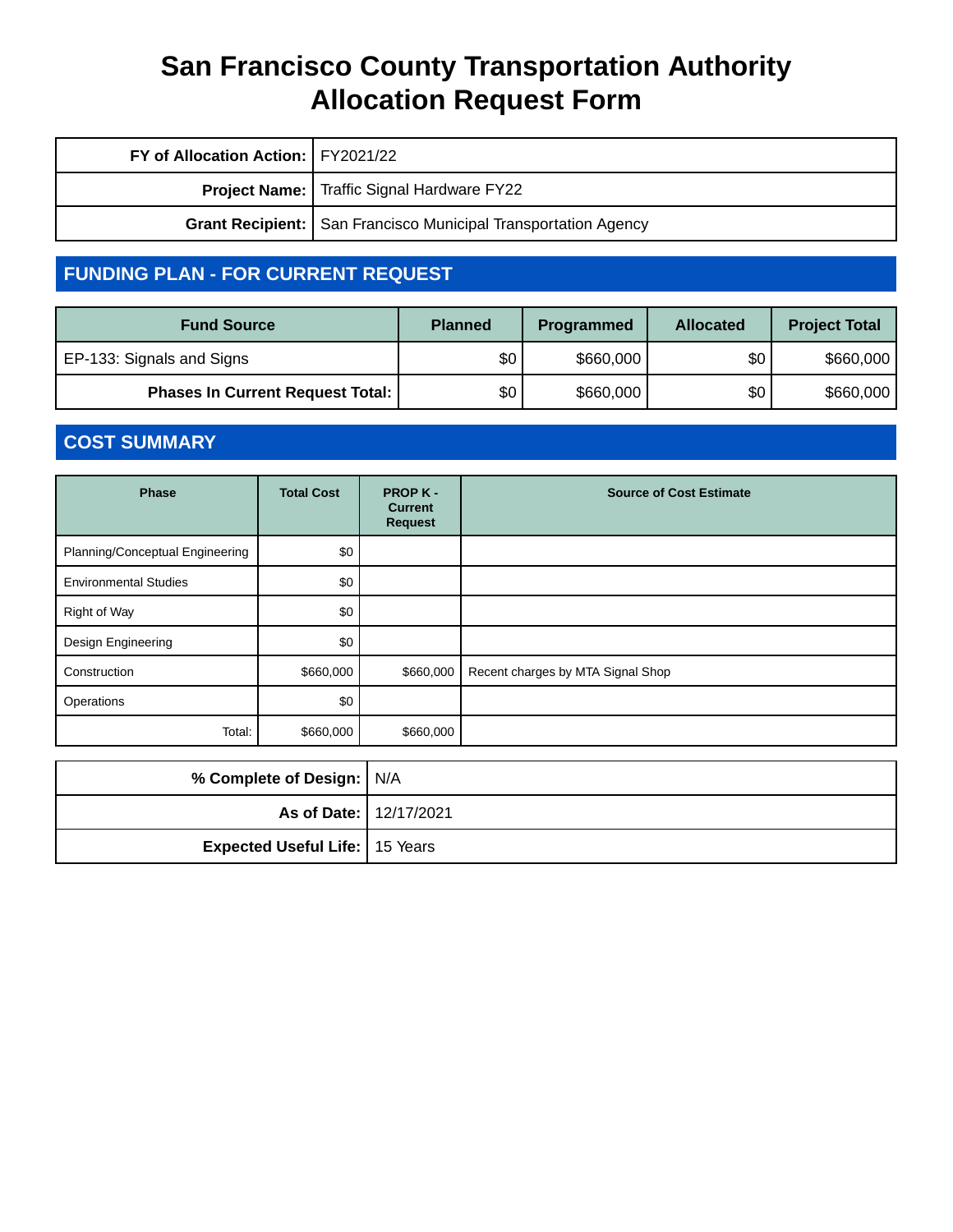# San Francisco County Transportation Authority
# Allocation Request Form

| | |
|---|---|
| **FY of Allocation Action:** | FY2021/22 |
| **Project Name:** | Traffic Signal Hardware FY22 |
| **Grant Recipient:** | San Francisco Municipal Transportation Agency |

## FUNDING PLAN - FOR CURRENT REQUEST

| Fund Source | Planned | Programmed | Allocated | Project Total |
|---|---|---|---|---|
| EP-133: Signals and Signs | $0 | $660,000 | $0 | $660,000 |
| **Phases In Current Request Total:** | $0 | $660,000 | $0 | $660,000 |

## COST SUMMARY

| Phase | Total Cost | PROP K - Current Request | Source of Cost Estimate |
|---|---|---|---|
| Planning/Conceptual Engineering | $0 | | |
| Environmental Studies | $0 | | |
| Right of Way | $0 | | |
| Design Engineering | $0 | | |
| Construction | $660,000 | $660,000 | Recent charges by MTA Signal Shop |
| Operations | $0 | | |
| Total: | $660,000 | $660,000 | |

| | |
|---|---|
| **% Complete of Design:** | N/A |
| **As of Date:** | 12/17/2021 |
| **Expected Useful Life:** | 15 Years |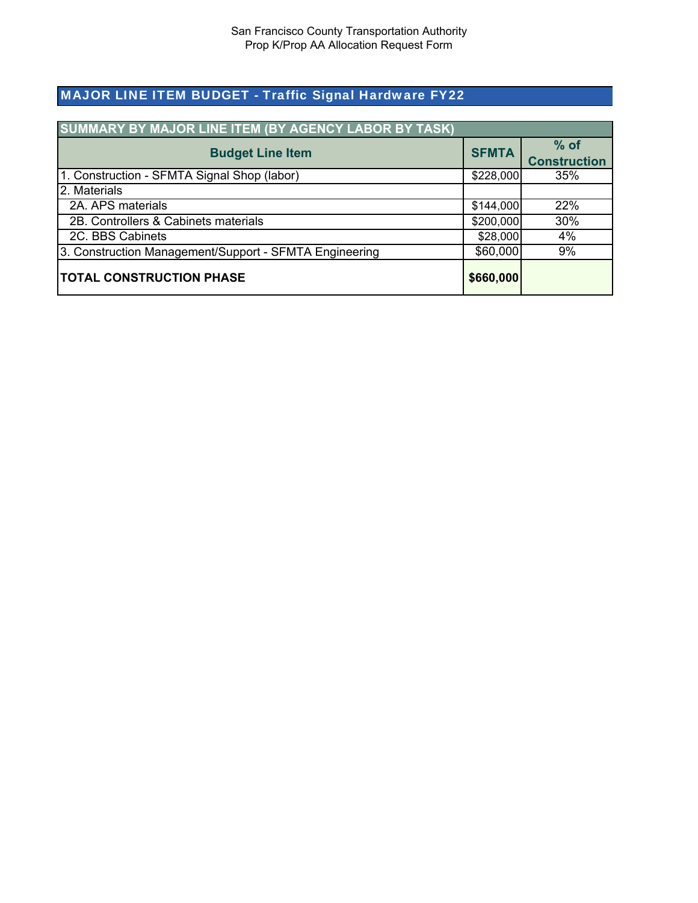San Francisco County Transportation Authority
Prop K/Prop AA Allocation Request Form

## MAJOR LINE ITEM BUDGET - Traffic Signal Hardware FY22

| SUMMARY BY MAJOR LINE ITEM (BY AGENCY LABOR BY TASK) | | |
|---|---|---|
| **Budget Line Item** | **SFMTA** | **% of Construction** |
| 1. Construction - SFMTA Signal Shop (labor) | $228,000 | 35% |
| 2. Materials | | |
| 2A. APS materials | $144,000 | 22% |
| 2B. Controllers & Cabinets materials | $200,000 | 30% |
| 2C. BBS Cabinets | $28,000 | 4% |
| 3. Construction Management/Support - SFMTA Engineering | $60,000 | 9% |
| **TOTAL CONSTRUCTION PHASE** | **$660,000** | |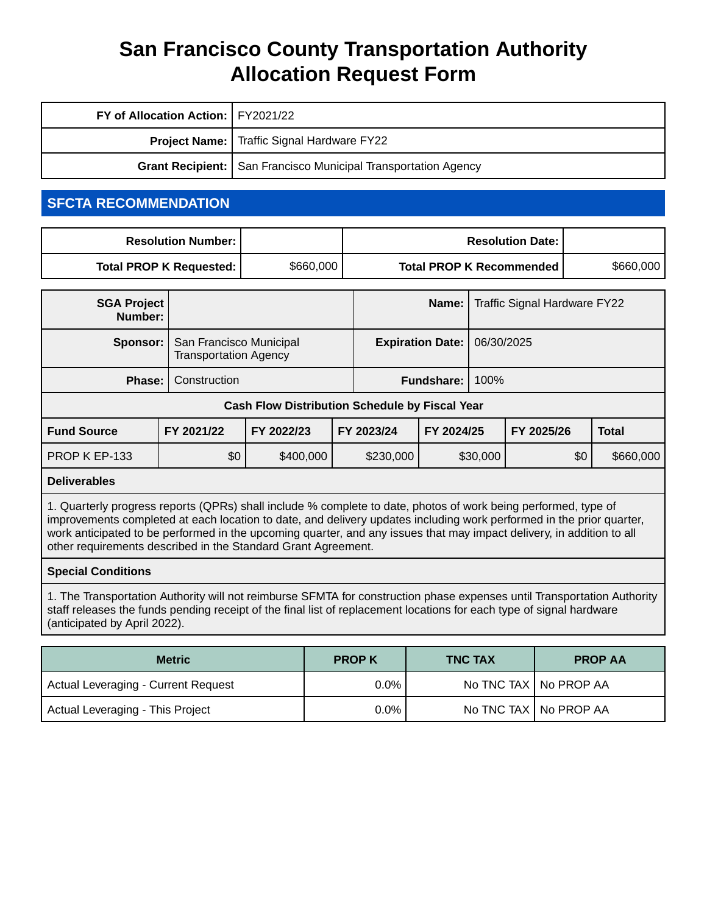# San Francisco County Transportation Authority
# Allocation Request Form

| | |
|---|---|
| **FY of Allocation Action:** | FY2021/22 |
| **Project Name:** | Traffic Signal Hardware FY22 |
| **Grant Recipient:** | San Francisco Municipal Transportation Agency |

## SFCTA RECOMMENDATION

| | | | |
|---|---|---|---|
| **Resolution Number:** | | **Resolution Date:** | |
| **Total PROP K Requested:** | $660,000 | **Total PROP K Recommended** | $660,000 |

| | | | |
|---|---|---|---|
| **SGA Project Number:** | | **Name:** | Traffic Signal Hardware FY22 |
| **Sponsor:** | San Francisco Municipal Transportation Agency | **Expiration Date:** | 06/30/2025 |
| **Phase:** | Construction | **Fundshare:** | 100% |

**Cash Flow Distribution Schedule by Fiscal Year**

| Fund Source | FY 2021/22 | FY 2022/23 | FY 2023/24 | FY 2024/25 | FY 2025/26 | Total |
|---|---|---|---|---|---|---|
| PROP K EP-133 | $0 | $400,000 | $230,000 | $30,000 | $0 | $660,000 |

**Deliverables**

1. Quarterly progress reports (QPRs) shall include % complete to date, photos of work being performed, type of improvements completed at each location to date, and delivery updates including work performed in the prior quarter, work anticipated to be performed in the upcoming quarter, and any issues that may impact delivery, in addition to all other requirements described in the Standard Grant Agreement.

**Special Conditions**

1. The Transportation Authority will not reimburse SFMTA for construction phase expenses until Transportation Authority staff releases the funds pending receipt of the final list of replacement locations for each type of signal hardware (anticipated by April 2022).

| Metric | PROP K | TNC TAX | PROP AA |
|---|---|---|---|
| Actual Leveraging - Current Request | 0.0% | No TNC TAX | No PROP AA |
| Actual Leveraging - This Project | 0.0% | No TNC TAX | No PROP AA |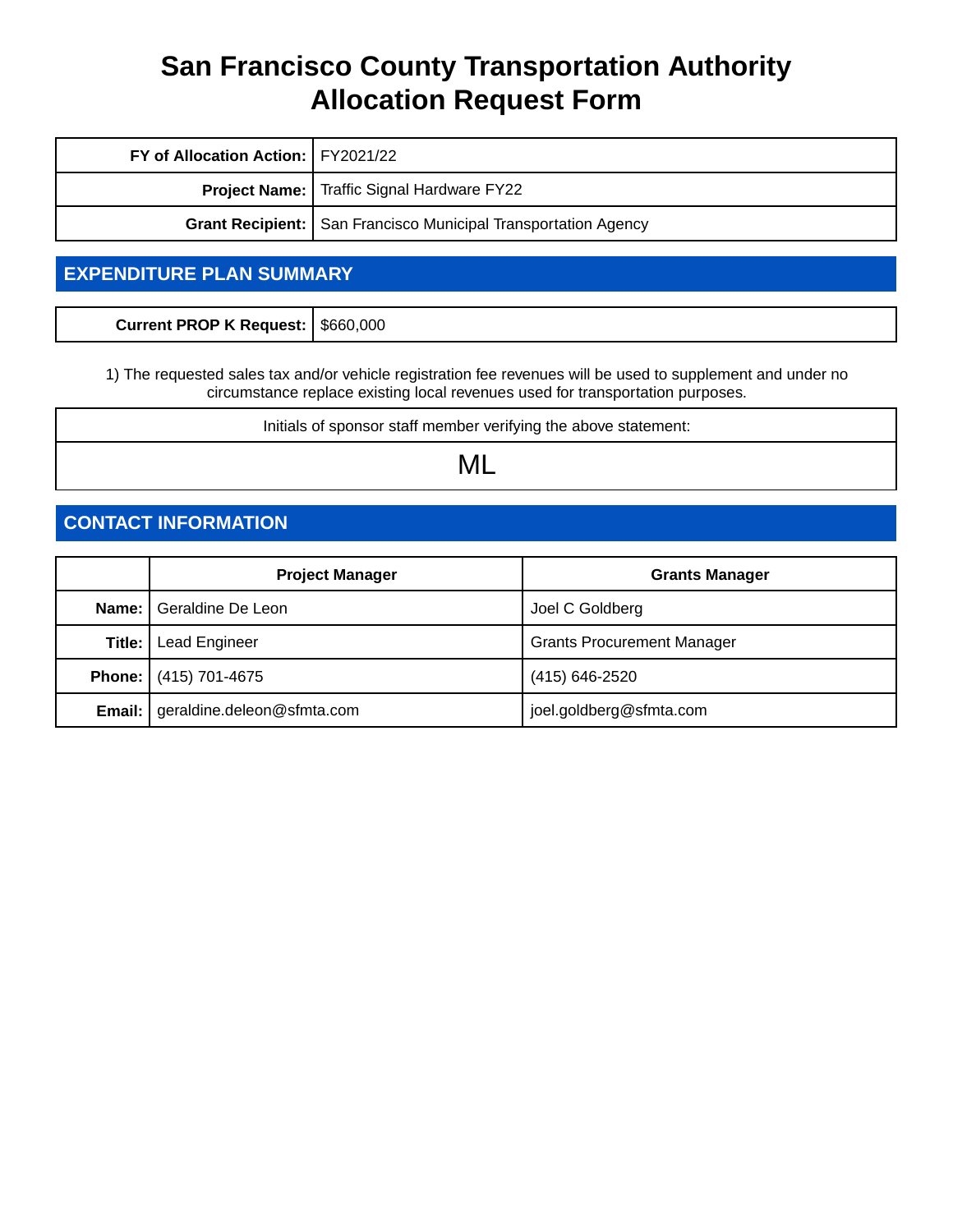# San Francisco County Transportation Authority
# Allocation Request Form

| | |
|---|---|
| **FY of Allocation Action:** | FY2021/22 |
| **Project Name:** | Traffic Signal Hardware FY22 |
| **Grant Recipient:** | San Francisco Municipal Transportation Agency |

## EXPENDITURE PLAN SUMMARY

| | |
|---|---|
| **Current PROP K Request:** | $660,000 |

1) The requested sales tax and/or vehicle registration fee revenues will be used to supplement and under no circumstance replace existing local revenues used for transportation purposes.

| Initials of sponsor staff member verifying the above statement: |
|---|
| ML |

## CONTACT INFORMATION

| | Project Manager | Grants Manager |
|---|---|---|
| **Name:** | Geraldine De Leon | Joel C Goldberg |
| **Title:** | Lead Engineer | Grants Procurement Manager |
| **Phone:** | (415) 701-4675 | (415) 646-2520 |
| **Email:** | geraldine.deleon@sfmta.com | joel.goldberg@sfmta.com |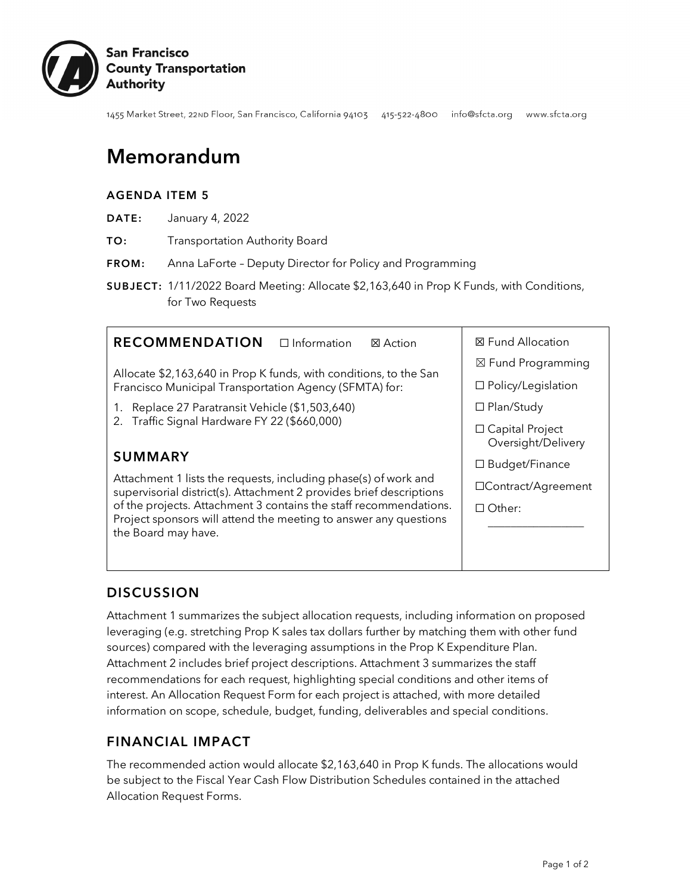**San Francisco County Transportation Authority**

1455 Market Street, 22ND Floor, San Francisco, California 94103 415-522-4800 info@sfcta.org www.sfcta.org

# Memorandum

**AGENDA ITEM 5**

**DATE:** January 4, 2022

**TO:** Transportation Authority Board

**FROM:** Anna LaForte – Deputy Director for Policy and Programming

**SUBJECT:** 1/11/2022 Board Meeting: Allocate $2,163,640 in Prop K Funds, with Conditions, for Two Requests

## RECOMMENDATION ☐ Information ☒ Action

Allocate $2,163,640 in Prop K funds, with conditions, to the San Francisco Municipal Transportation Agency (SFMTA) for:

1. Replace 27 Paratransit Vehicle ($1,503,640)
2. Traffic Signal Hardware FY 22 ($660,000)

## SUMMARY

Attachment 1 lists the requests, including phase(s) of work and supervisorial district(s). Attachment 2 provides brief descriptions of the projects. Attachment 3 contains the staff recommendations. Project sponsors will attend the meeting to answer any questions the Board may have.

- ☒ Fund Allocation
- ☒ Fund Programming
- ☐ Policy/Legislation
- ☐ Plan/Study
- ☐ Capital Project Oversight/Delivery
- ☐ Budget/Finance
- ☐ Contract/Agreement
- ☐ Other: \_\_\_\_\_\_\_\_\_\_\_\_\_\_\_\_

## DISCUSSION

Attachment 1 summarizes the subject allocation requests, including information on proposed leveraging (e.g. stretching Prop K sales tax dollars further by matching them with other fund sources) compared with the leveraging assumptions in the Prop K Expenditure Plan. Attachment 2 includes brief project descriptions. Attachment 3 summarizes the staff recommendations for each request, highlighting special conditions and other items of interest. An Allocation Request Form for each project is attached, with more detailed information on scope, schedule, budget, funding, deliverables and special conditions.

## FINANCIAL IMPACT

The recommended action would allocate $2,163,640 in Prop K funds. The allocations would be subject to the Fiscal Year Cash Flow Distribution Schedules contained in the attached Allocation Request Forms.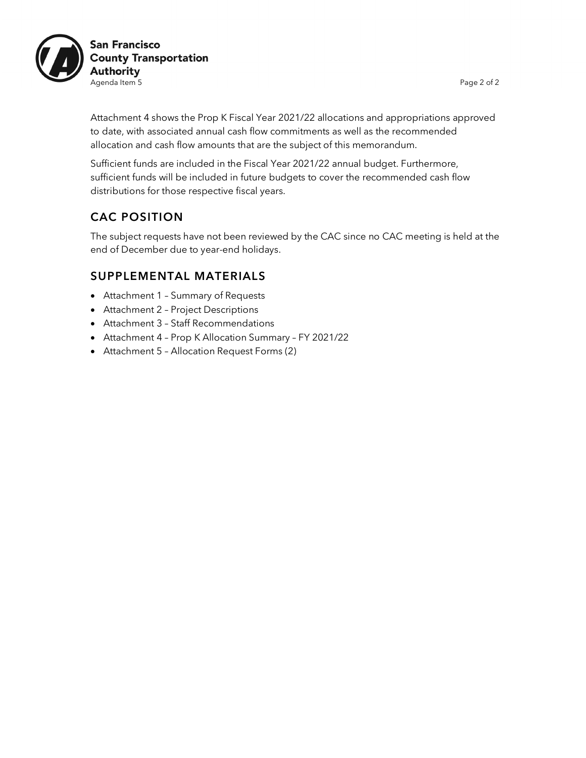Attachment 4 shows the Prop K Fiscal Year 2021/22 allocations and appropriations approved to date, with associated annual cash flow commitments as well as the recommended allocation and cash flow amounts that are the subject of this memorandum.

Sufficient funds are included in the Fiscal Year 2021/22 annual budget. Furthermore, sufficient funds will be included in future budgets to cover the recommended cash flow distributions for those respective fiscal years.

## CAC POSITION

The subject requests have not been reviewed by the CAC since no CAC meeting is held at the end of December due to year-end holidays.

## SUPPLEMENTAL MATERIALS

- Attachment 1 – Summary of Requests
- Attachment 2 – Project Descriptions
- Attachment 3 – Staff Recommendations
- Attachment 4 – Prop K Allocation Summary – FY 2021/22
- Attachment 5 – Allocation Request Forms (2)